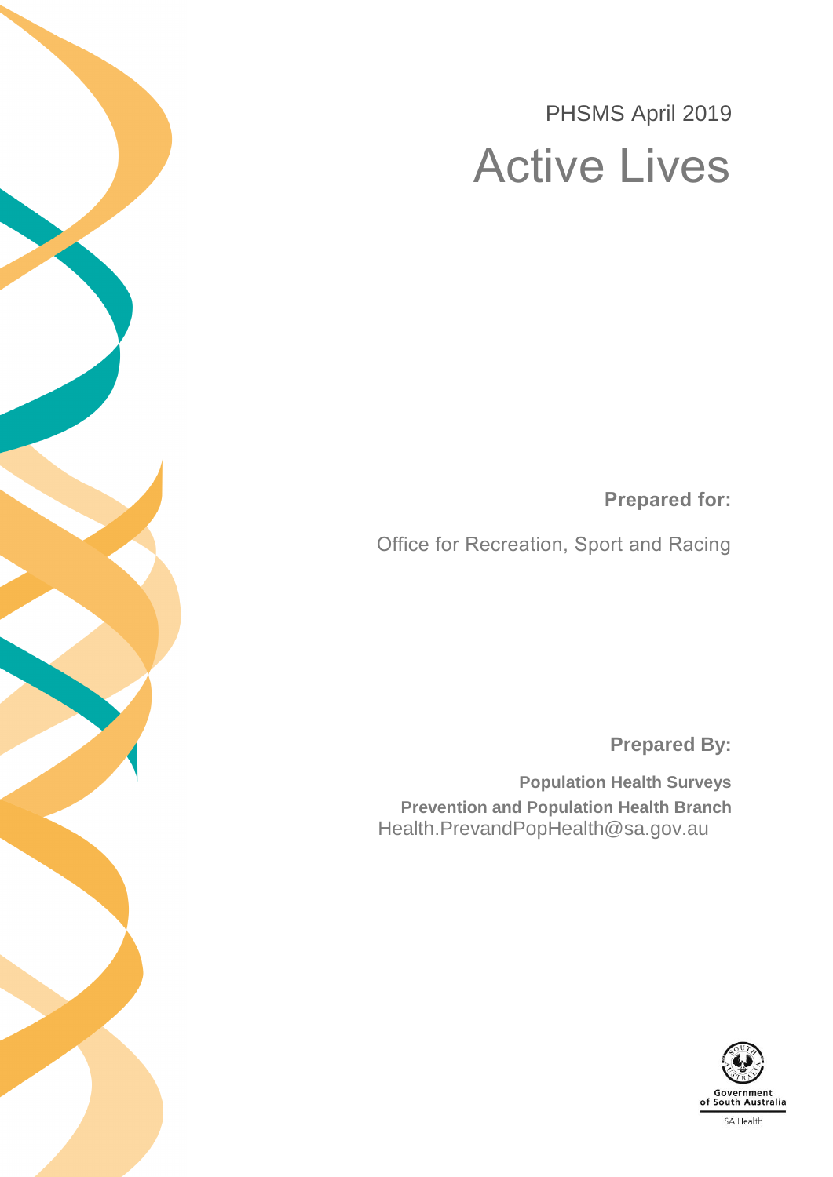PHSMS April 2019

# Active Lives

**Prepared for:**

Office for Recreation, Sport and Racing

**Prepared By:**

**Population Health Surveys**

**Prevention and Population Health Branch**

Health.PrevandPopHealth@sa.gov.au

Government of South Australia

SA Health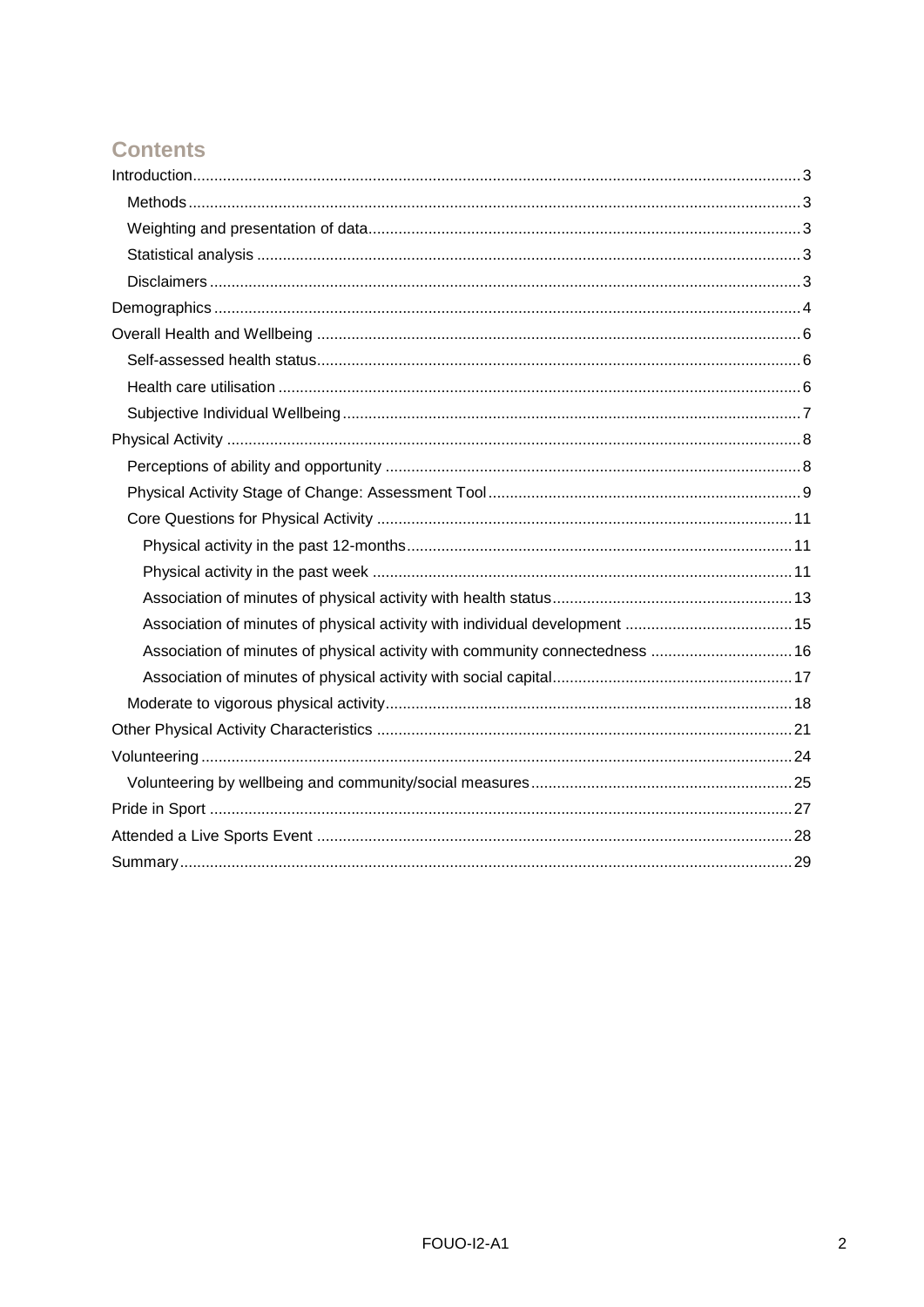# Contents

- Introduction ... 3
  - Methods ... 3
  - Weighting and presentation of data ... 3
  - Statistical analysis ... 3
  - Disclaimers ... 3
- Demographics ... 4
- Overall Health and Wellbeing ... 6
  - Self-assessed health status ... 6
  - Health care utilisation ... 6
  - Subjective Individual Wellbeing ... 7
- Physical Activity ... 8
  - Perceptions of ability and opportunity ... 8
  - Physical Activity Stage of Change: Assessment Tool ... 9
  - Core Questions for Physical Activity ... 11
    - Physical activity in the past 12-months ... 11
    - Physical activity in the past week ... 11
    - Association of minutes of physical activity with health status ... 13
    - Association of minutes of physical activity with individual development ... 15
    - Association of minutes of physical activity with community connectedness ... 16
    - Association of minutes of physical activity with social capital ... 17
  - Moderate to vigorous physical activity ... 18
- Other Physical Activity Characteristics ... 21
- Volunteering ... 24
  - Volunteering by wellbeing and community/social measures ... 25
- Pride in Sport ... 27
- Attended a Live Sports Event ... 28
- Summary ... 29

FOUO-I2-A1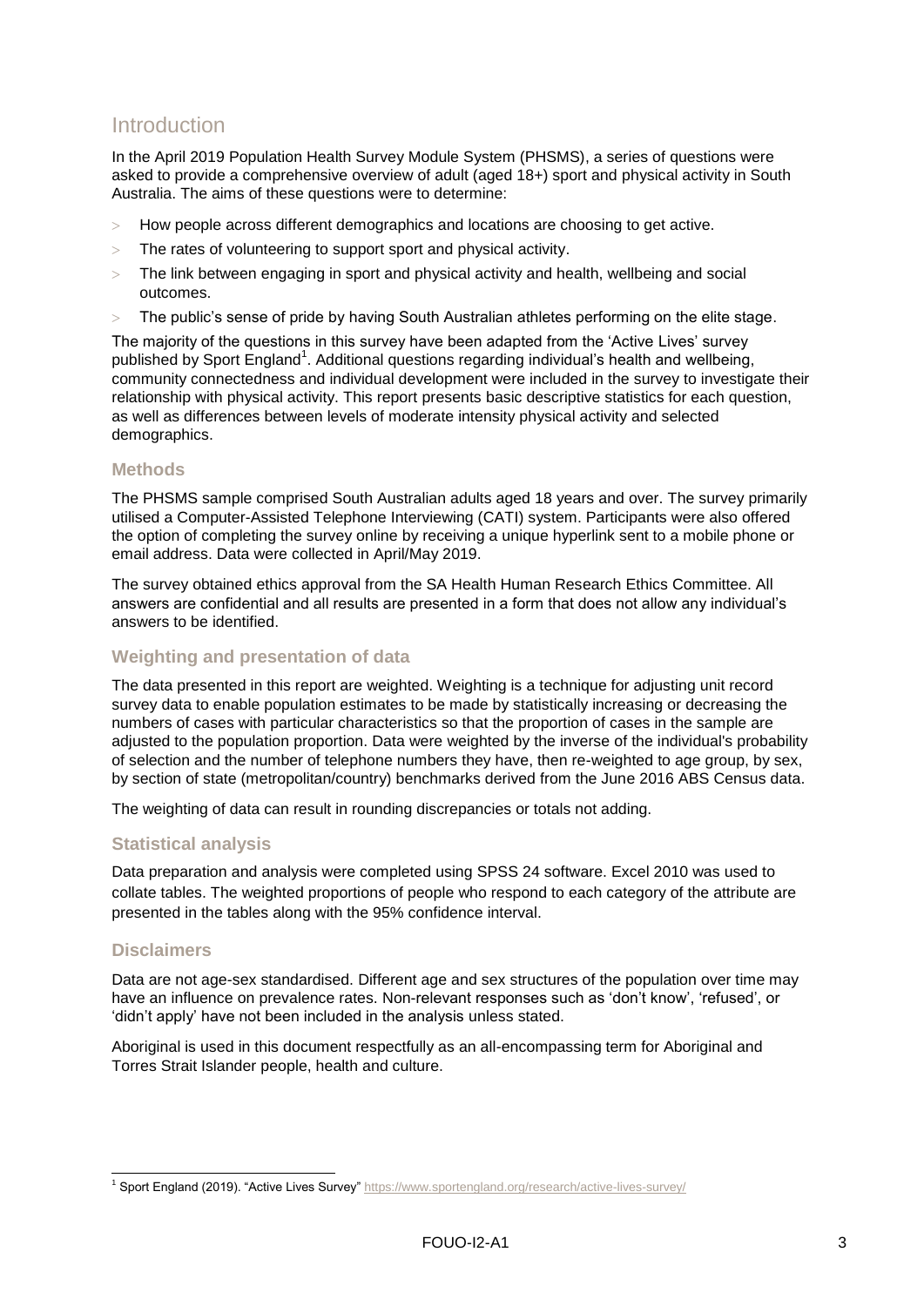# Introduction

In the April 2019 Population Health Survey Module System (PHSMS), a series of questions were asked to provide a comprehensive overview of adult (aged 18+) sport and physical activity in South Australia. The aims of these questions were to determine:

- How people across different demographics and locations are choosing to get active.
- The rates of volunteering to support sport and physical activity.
- The link between engaging in sport and physical activity and health, wellbeing and social outcomes.
- The public's sense of pride by having South Australian athletes performing on the elite stage.

The majority of the questions in this survey have been adapted from the 'Active Lives' survey published by Sport England[1]. Additional questions regarding individual's health and wellbeing, community connectedness and individual development were included in the survey to investigate their relationship with physical activity. This report presents basic descriptive statistics for each question, as well as differences between levels of moderate intensity physical activity and selected demographics.

## Methods

The PHSMS sample comprised South Australian adults aged 18 years and over. The survey primarily utilised a Computer-Assisted Telephone Interviewing (CATI) system. Participants were also offered the option of completing the survey online by receiving a unique hyperlink sent to a mobile phone or email address. Data were collected in April/May 2019.

The survey obtained ethics approval from the SA Health Human Research Ethics Committee. All answers are confidential and all results are presented in a form that does not allow any individual's answers to be identified.

## Weighting and presentation of data

The data presented in this report are weighted. Weighting is a technique for adjusting unit record survey data to enable population estimates to be made by statistically increasing or decreasing the numbers of cases with particular characteristics so that the proportion of cases in the sample are adjusted to the population proportion. Data were weighted by the inverse of the individual's probability of selection and the number of telephone numbers they have, then re-weighted to age group, by sex, by section of state (metropolitan/country) benchmarks derived from the June 2016 ABS Census data.

The weighting of data can result in rounding discrepancies or totals not adding.

## Statistical analysis

Data preparation and analysis were completed using SPSS 24 software. Excel 2010 was used to collate tables. The weighted proportions of people who respond to each category of the attribute are presented in the tables along with the 95% confidence interval.

## Disclaimers

Data are not age-sex standardised. Different age and sex structures of the population over time may have an influence on prevalence rates. Non-relevant responses such as 'don't know', 'refused', or 'didn't apply' have not been included in the analysis unless stated.

Aboriginal is used in this document respectfully as an all-encompassing term for Aboriginal and Torres Strait Islander people, health and culture.

---

[1] Sport England (2019). "Active Lives Survey" https://www.sportengland.org/research/active-lives-survey/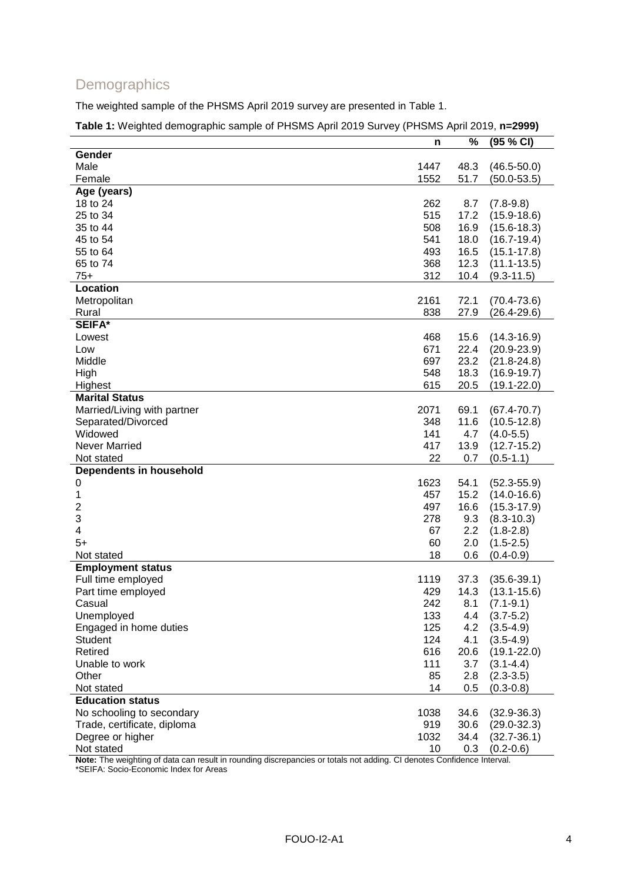## Demographics

The weighted sample of the PHSMS April 2019 survey are presented in Table 1.

**Table 1:** Weighted demographic sample of PHSMS April 2019 Survey (PHSMS April 2019, **n=2999)**

| | n | % | (95 % CI) |
|---|---|---|---|
| **Gender** | | | |
| Male | 1447 | 48.3 | (46.5-50.0) |
| Female | 1552 | 51.7 | (50.0-53.5) |
| **Age (years)** | | | |
| 18 to 24 | 262 | 8.7 | (7.8-9.8) |
| 25 to 34 | 515 | 17.2 | (15.9-18.6) |
| 35 to 44 | 508 | 16.9 | (15.6-18.3) |
| 45 to 54 | 541 | 18.0 | (16.7-19.4) |
| 55 to 64 | 493 | 16.5 | (15.1-17.8) |
| 65 to 74 | 368 | 12.3 | (11.1-13.5) |
| 75+ | 312 | 10.4 | (9.3-11.5) |
| **Location** | | | |
| Metropolitan | 2161 | 72.1 | (70.4-73.6) |
| Rural | 838 | 27.9 | (26.4-29.6) |
| **SEIFA*** | | | |
| Lowest | 468 | 15.6 | (14.3-16.9) |
| Low | 671 | 22.4 | (20.9-23.9) |
| Middle | 697 | 23.2 | (21.8-24.8) |
| High | 548 | 18.3 | (16.9-19.7) |
| Highest | 615 | 20.5 | (19.1-22.0) |
| **Marital Status** | | | |
| Married/Living with partner | 2071 | 69.1 | (67.4-70.7) |
| Separated/Divorced | 348 | 11.6 | (10.5-12.8) |
| Widowed | 141 | 4.7 | (4.0-5.5) |
| Never Married | 417 | 13.9 | (12.7-15.2) |
| Not stated | 22 | 0.7 | (0.5-1.1) |
| **Dependents in household** | | | |
| 0 | 1623 | 54.1 | (52.3-55.9) |
| 1 | 457 | 15.2 | (14.0-16.6) |
| 2 | 497 | 16.6 | (15.3-17.9) |
| 3 | 278 | 9.3 | (8.3-10.3) |
| 4 | 67 | 2.2 | (1.8-2.8) |
| 5+ | 60 | 2.0 | (1.5-2.5) |
| Not stated | 18 | 0.6 | (0.4-0.9) |
| **Employment status** | | | |
| Full time employed | 1119 | 37.3 | (35.6-39.1) |
| Part time employed | 429 | 14.3 | (13.1-15.6) |
| Casual | 242 | 8.1 | (7.1-9.1) |
| Unemployed | 133 | 4.4 | (3.7-5.2) |
| Engaged in home duties | 125 | 4.2 | (3.5-4.9) |
| Student | 124 | 4.1 | (3.5-4.9) |
| Retired | 616 | 20.6 | (19.1-22.0) |
| Unable to work | 111 | 3.7 | (3.1-4.4) |
| Other | 85 | 2.8 | (2.3-3.5) |
| Not stated | 14 | 0.5 | (0.3-0.8) |
| **Education status** | | | |
| No schooling to secondary | 1038 | 34.6 | (32.9-36.3) |
| Trade, certificate, diploma | 919 | 30.6 | (29.0-32.3) |
| Degree or higher | 1032 | 34.4 | (32.7-36.1) |
| Not stated | 10 | 0.3 | (0.2-0.6) |

**Note:** The weighting of data can result in rounding discrepancies or totals not adding. CI denotes Confidence Interval.
*SEIFA: Socio-Economic Index for Areas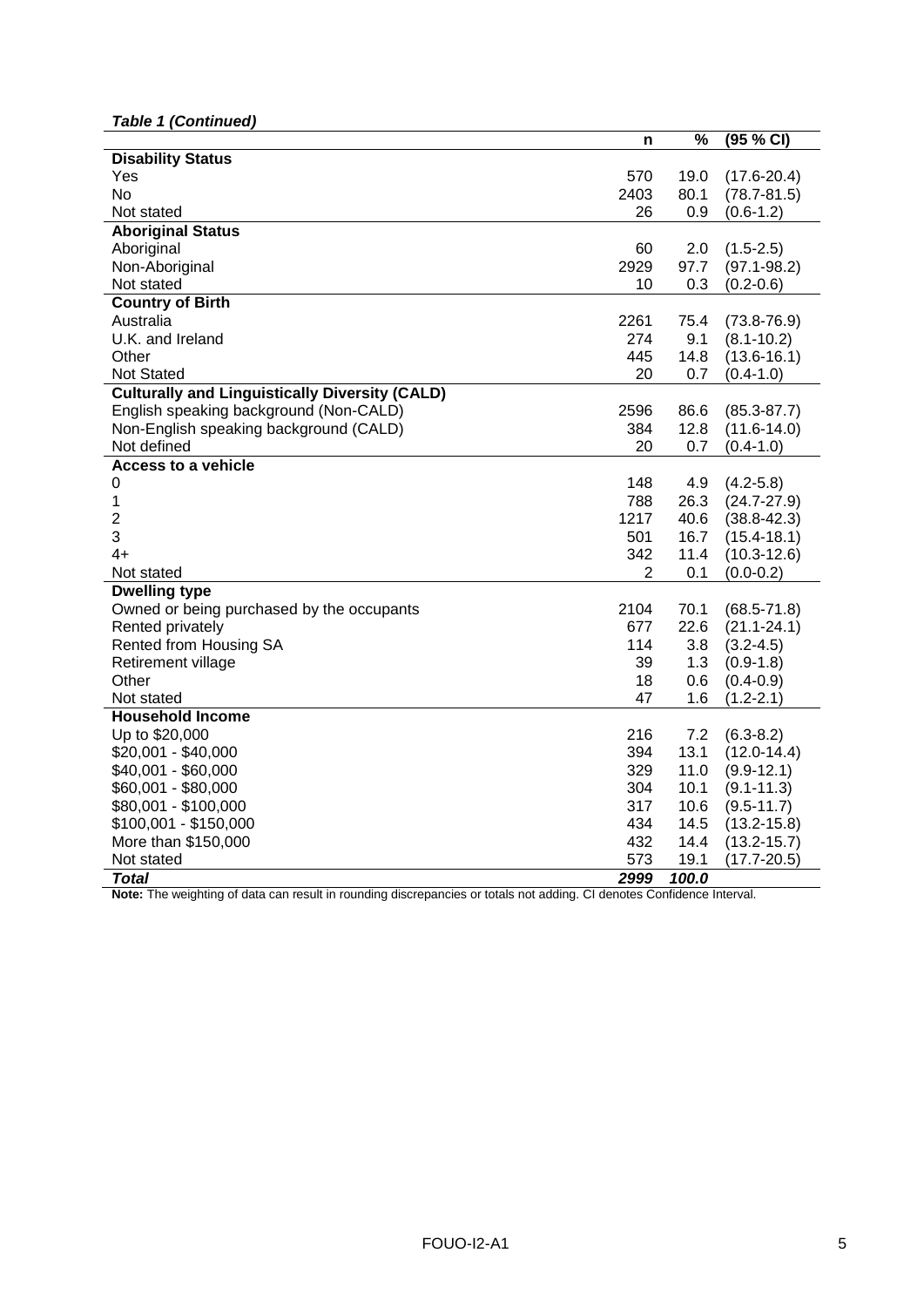*Table 1 (Continued)*

| | n | % | (95 % CI) |
|---|---|---|---|
| **Disability Status** | | | |
| Yes | 570 | 19.0 | (17.6-20.4) |
| No | 2403 | 80.1 | (78.7-81.5) |
| Not stated | 26 | 0.9 | (0.6-1.2) |
| **Aboriginal Status** | | | |
| Aboriginal | 60 | 2.0 | (1.5-2.5) |
| Non-Aboriginal | 2929 | 97.7 | (97.1-98.2) |
| Not stated | 10 | 0.3 | (0.2-0.6) |
| **Country of Birth** | | | |
| Australia | 2261 | 75.4 | (73.8-76.9) |
| U.K. and Ireland | 274 | 9.1 | (8.1-10.2) |
| Other | 445 | 14.8 | (13.6-16.1) |
| Not Stated | 20 | 0.7 | (0.4-1.0) |
| **Culturally and Linguistically Diversity (CALD)** | | | |
| English speaking background (Non-CALD) | 2596 | 86.6 | (85.3-87.7) |
| Non-English speaking background (CALD) | 384 | 12.8 | (11.6-14.0) |
| Not defined | 20 | 0.7 | (0.4-1.0) |
| **Access to a vehicle** | | | |
| 0 | 148 | 4.9 | (4.2-5.8) |
| 1 | 788 | 26.3 | (24.7-27.9) |
| 2 | 1217 | 40.6 | (38.8-42.3) |
| 3 | 501 | 16.7 | (15.4-18.1) |
| 4+ | 342 | 11.4 | (10.3-12.6) |
| Not stated | 2 | 0.1 | (0.0-0.2) |
| **Dwelling type** | | | |
| Owned or being purchased by the occupants | 2104 | 70.1 | (68.5-71.8) |
| Rented privately | 677 | 22.6 | (21.1-24.1) |
| Rented from Housing SA | 114 | 3.8 | (3.2-4.5) |
| Retirement village | 39 | 1.3 | (0.9-1.8) |
| Other | 18 | 0.6 | (0.4-0.9) |
| Not stated | 47 | 1.6 | (1.2-2.1) |
| **Household Income** | | | |
| Up to $20,000 | 216 | 7.2 | (6.3-8.2) |
| $20,001 - $40,000 | 394 | 13.1 | (12.0-14.4) |
| $40,001 - $60,000 | 329 | 11.0 | (9.9-12.1) |
| $60,001 - $80,000 | 304 | 10.1 | (9.1-11.3) |
| $80,001 - $100,000 | 317 | 10.6 | (9.5-11.7) |
| $100,001 - $150,000 | 434 | 14.5 | (13.2-15.8) |
| More than $150,000 | 432 | 14.4 | (13.2-15.7) |
| Not stated | 573 | 19.1 | (17.7-20.5) |
| ***Total*** | ***2999*** | ***100.0*** | |

**Note:** The weighting of data can result in rounding discrepancies or totals not adding. CI denotes Confidence Interval.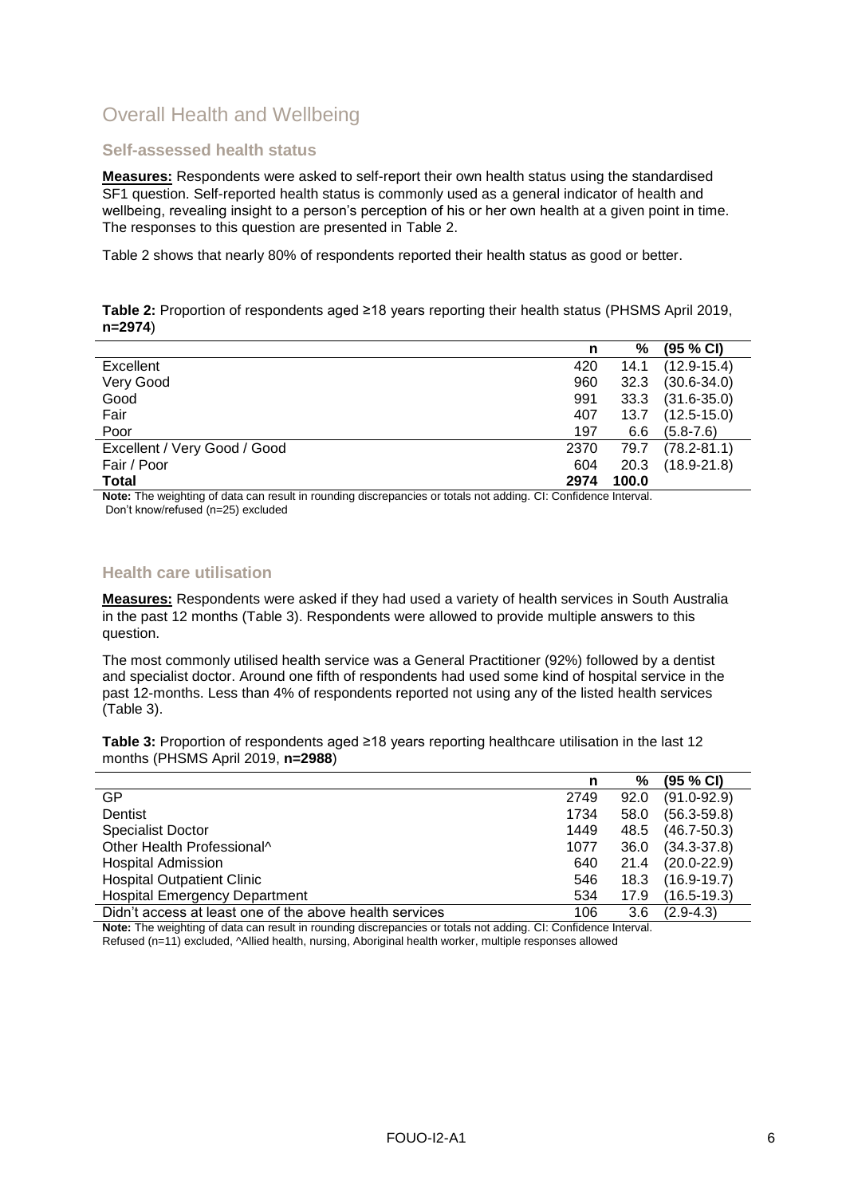## Overall Health and Wellbeing

### Self-assessed health status

**Measures:** Respondents were asked to self-report their own health status using the standardised SF1 question. Self-reported health status is commonly used as a general indicator of health and wellbeing, revealing insight to a person's perception of his or her own health at a given point in time. The responses to this question are presented in Table 2.

Table 2 shows that nearly 80% of respondents reported their health status as good or better.

**Table 2:** Proportion of respondents aged ≥18 years reporting their health status (PHSMS April 2019, **n=2974**)

| | n | % | (95 % CI) |
|---|---|---|---|
| Excellent | 420 | 14.1 | (12.9-15.4) |
| Very Good | 960 | 32.3 | (30.6-34.0) |
| Good | 991 | 33.3 | (31.6-35.0) |
| Fair | 407 | 13.7 | (12.5-15.0) |
| Poor | 197 | 6.6 | (5.8-7.6) |
| Excellent / Very Good / Good | 2370 | 79.7 | (78.2-81.1) |
| Fair / Poor | 604 | 20.3 | (18.9-21.8) |
| **Total** | **2974** | **100.0** | |

**Note:** The weighting of data can result in rounding discrepancies or totals not adding. CI: Confidence Interval.
Don't know/refused (n=25) excluded

### Health care utilisation

**Measures:** Respondents were asked if they had used a variety of health services in South Australia in the past 12 months (Table 3). Respondents were allowed to provide multiple answers to this question.

The most commonly utilised health service was a General Practitioner (92%) followed by a dentist and specialist doctor. Around one fifth of respondents had used some kind of hospital service in the past 12-months. Less than 4% of respondents reported not using any of the listed health services (Table 3).

**Table 3:** Proportion of respondents aged ≥18 years reporting healthcare utilisation in the last 12 months (PHSMS April 2019, **n=2988**)

| | n | % | (95 % CI) |
|---|---|---|---|
| GP | 2749 | 92.0 | (91.0-92.9) |
| Dentist | 1734 | 58.0 | (56.3-59.8) |
| Specialist Doctor | 1449 | 48.5 | (46.7-50.3) |
| Other Health Professional^ | 1077 | 36.0 | (34.3-37.8) |
| Hospital Admission | 640 | 21.4 | (20.0-22.9) |
| Hospital Outpatient Clinic | 546 | 18.3 | (16.9-19.7) |
| Hospital Emergency Department | 534 | 17.9 | (16.5-19.3) |
| Didn't access at least one of the above health services | 106 | 3.6 | (2.9-4.3) |

**Note:** The weighting of data can result in rounding discrepancies or totals not adding. CI: Confidence Interval.
Refused (n=11) excluded, ^Allied health, nursing, Aboriginal health worker, multiple responses allowed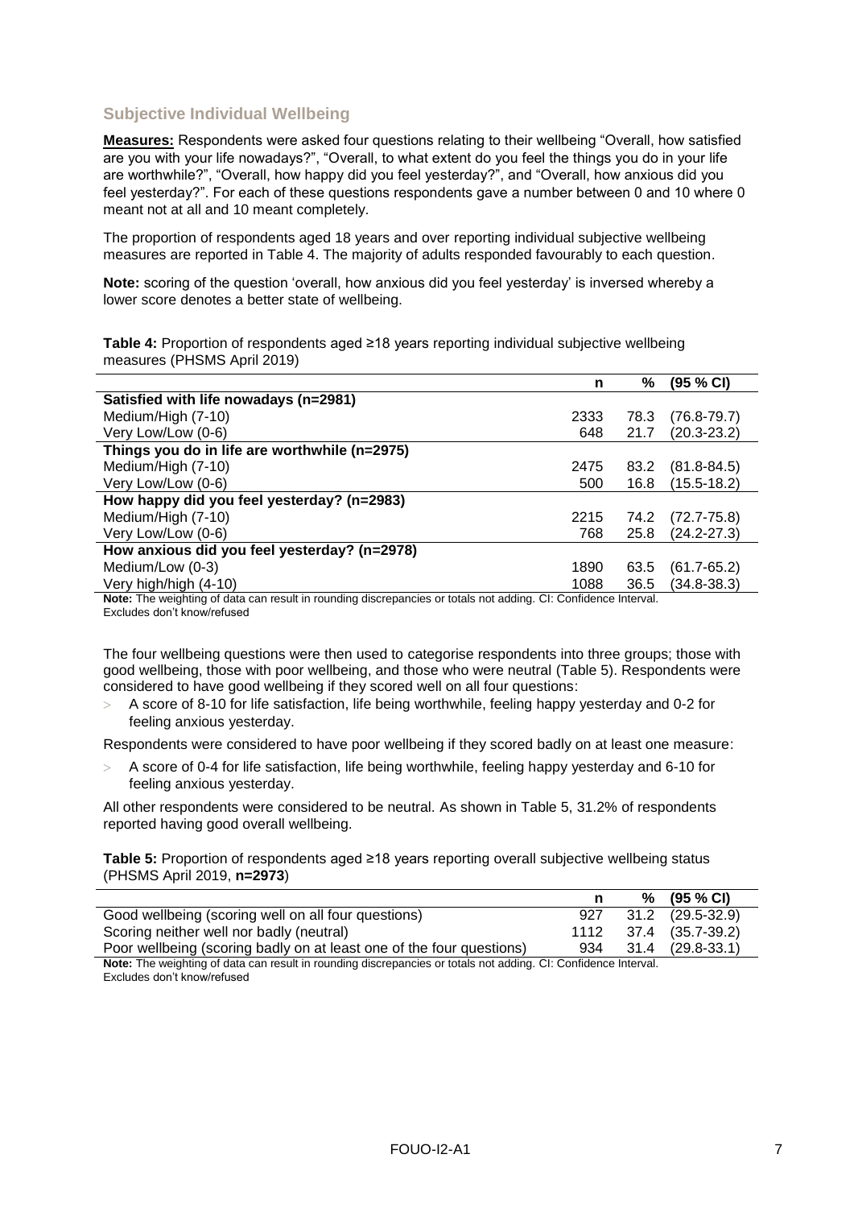## Subjective Individual Wellbeing

**Measures:** Respondents were asked four questions relating to their wellbeing "Overall, how satisfied are you with your life nowadays?", "Overall, to what extent do you feel the things you do in your life are worthwhile?", "Overall, how happy did you feel yesterday?", and "Overall, how anxious did you feel yesterday?". For each of these questions respondents gave a number between 0 and 10 where 0 meant not at all and 10 meant completely.

The proportion of respondents aged 18 years and over reporting individual subjective wellbeing measures are reported in Table 4. The majority of adults responded favourably to each question.

**Note:** scoring of the question 'overall, how anxious did you feel yesterday' is inversed whereby a lower score denotes a better state of wellbeing.

**Table 4:** Proportion of respondents aged ≥18 years reporting individual subjective wellbeing measures (PHSMS April 2019)

| | n | % | (95 % CI) |
|---|---|---|---|
| **Satisfied with life nowadays (n=2981)** | | | |
| Medium/High (7-10) | 2333 | 78.3 | (76.8-79.7) |
| Very Low/Low (0-6) | 648 | 21.7 | (20.3-23.2) |
| **Things you do in life are worthwhile (n=2975)** | | | |
| Medium/High (7-10) | 2475 | 83.2 | (81.8-84.5) |
| Very Low/Low (0-6) | 500 | 16.8 | (15.5-18.2) |
| **How happy did you feel yesterday? (n=2983)** | | | |
| Medium/High (7-10) | 2215 | 74.2 | (72.7-75.8) |
| Very Low/Low (0-6) | 768 | 25.8 | (24.2-27.3) |
| **How anxious did you feel yesterday? (n=2978)** | | | |
| Medium/Low (0-3) | 1890 | 63.5 | (61.7-65.2) |
| Very high/high (4-10) | 1088 | 36.5 | (34.8-38.3) |

**Note:** The weighting of data can result in rounding discrepancies or totals not adding. CI: Confidence Interval. Excludes don't know/refused

The four wellbeing questions were then used to categorise respondents into three groups; those with good wellbeing, those with poor wellbeing, and those who were neutral (Table 5). Respondents were considered to have good wellbeing if they scored well on all four questions:

- A score of 8-10 for life satisfaction, life being worthwhile, feeling happy yesterday and 0-2 for feeling anxious yesterday.

Respondents were considered to have poor wellbeing if they scored badly on at least one measure:

- A score of 0-4 for life satisfaction, life being worthwhile, feeling happy yesterday and 6-10 for feeling anxious yesterday.

All other respondents were considered to be neutral. As shown in Table 5, 31.2% of respondents reported having good overall wellbeing.

**Table 5:** Proportion of respondents aged ≥18 years reporting overall subjective wellbeing status (PHSMS April 2019, **n=2973**)

| | n | % | (95 % CI) |
|---|---|---|---|
| Good wellbeing (scoring well on all four questions) | 927 | 31.2 | (29.5-32.9) |
| Scoring neither well nor badly (neutral) | 1112 | 37.4 | (35.7-39.2) |
| Poor wellbeing (scoring badly on at least one of the four questions) | 934 | 31.4 | (29.8-33.1) |

**Note:** The weighting of data can result in rounding discrepancies or totals not adding. CI: Confidence Interval. Excludes don't know/refused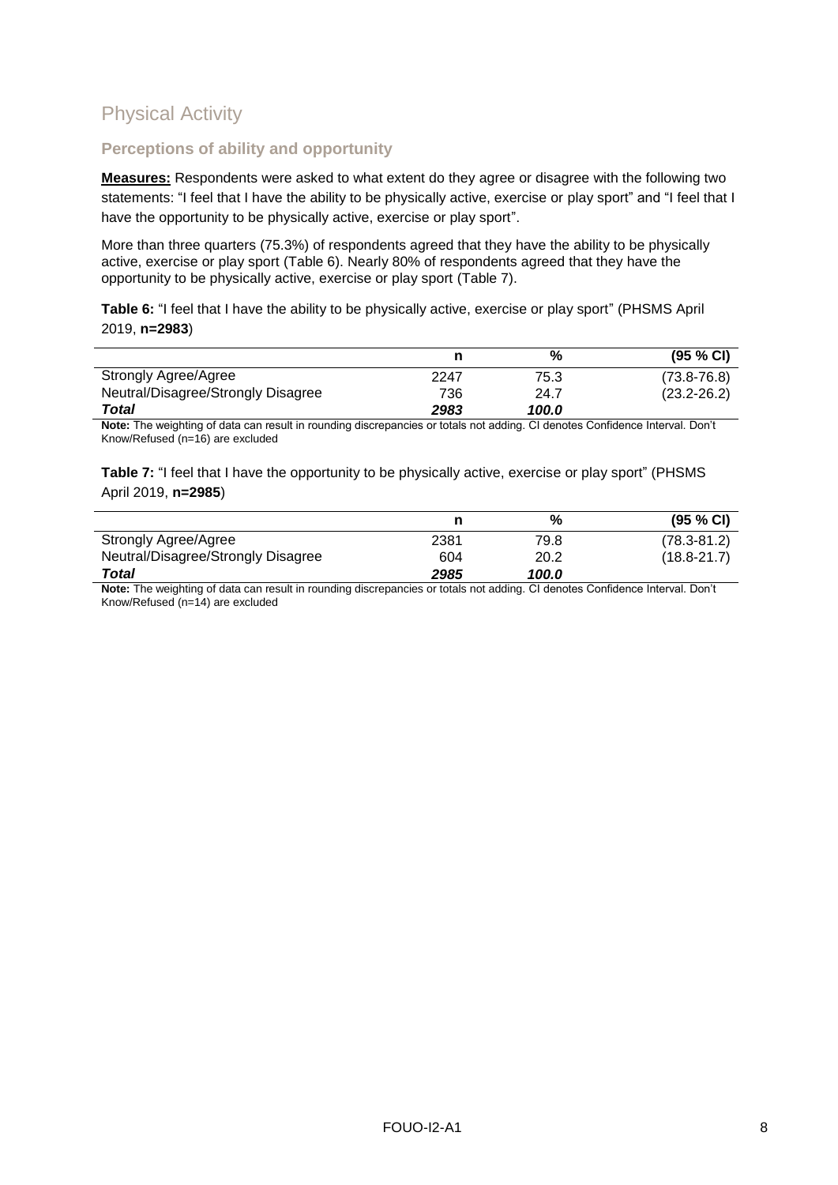## Physical Activity

### Perceptions of ability and opportunity

**Measures:** Respondents were asked to what extent do they agree or disagree with the following two statements: "I feel that I have the ability to be physically active, exercise or play sport" and "I feel that I have the opportunity to be physically active, exercise or play sport".

More than three quarters (75.3%) of respondents agreed that they have the ability to be physically active, exercise or play sport (Table 6). Nearly 80% of respondents agreed that they have the opportunity to be physically active, exercise or play sport (Table 7).

**Table 6:** "I feel that I have the ability to be physically active, exercise or play sport" (PHSMS April 2019, **n=2983**)

| | n | % | (95 % CI) |
|---|---|---|---|
| Strongly Agree/Agree | 2247 | 75.3 | (73.8-76.8) |
| Neutral/Disagree/Strongly Disagree | 736 | 24.7 | (23.2-26.2) |
| ***Total*** | ***2983*** | ***100.0*** | |

**Note:** The weighting of data can result in rounding discrepancies or totals not adding. CI denotes Confidence Interval. Don't Know/Refused (n=16) are excluded

**Table 7:** "I feel that I have the opportunity to be physically active, exercise or play sport" (PHSMS April 2019, **n=2985**)

| | n | % | (95 % CI) |
|---|---|---|---|
| Strongly Agree/Agree | 2381 | 79.8 | (78.3-81.2) |
| Neutral/Disagree/Strongly Disagree | 604 | 20.2 | (18.8-21.7) |
| ***Total*** | ***2985*** | ***100.0*** | |

**Note:** The weighting of data can result in rounding discrepancies or totals not adding. CI denotes Confidence Interval. Don't Know/Refused (n=14) are excluded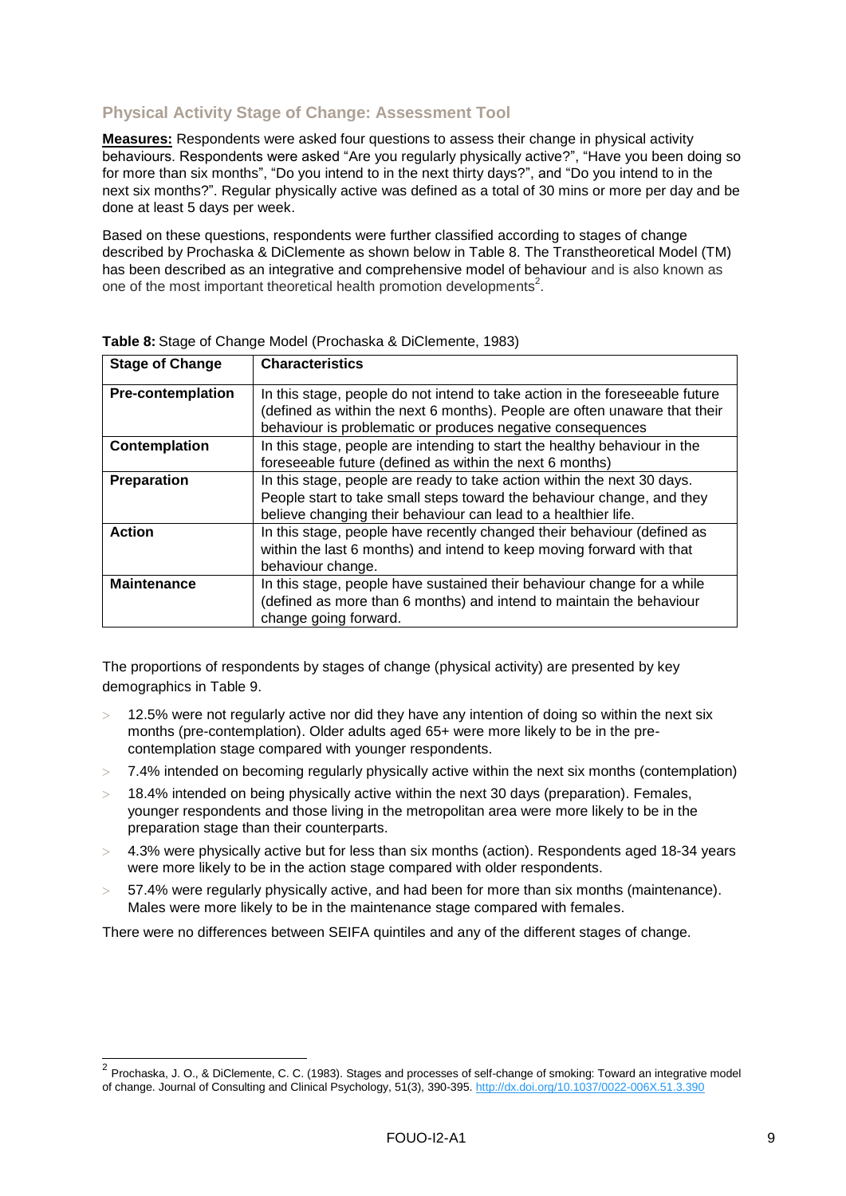## Physical Activity Stage of Change: Assessment Tool

**Measures:** Respondents were asked four questions to assess their change in physical activity behaviours. Respondents were asked "Are you regularly physically active?", "Have you been doing so for more than six months", "Do you intend to in the next thirty days?", and "Do you intend to in the next six months?". Regular physically active was defined as a total of 30 mins or more per day and be done at least 5 days per week.

Based on these questions, respondents were further classified according to stages of change described by Prochaska & DiClemente as shown below in Table 8. The Transtheoretical Model (TM) has been described as an integrative and comprehensive model of behaviour and is also known as one of the most important theoretical health promotion developments[2].

**Table 8:** Stage of Change Model (Prochaska & DiClemente, 1983)

| Stage of Change | Characteristics |
|---|---|
| **Pre-contemplation** | In this stage, people do not intend to take action in the foreseeable future (defined as within the next 6 months). People are often unaware that their behaviour is problematic or produces negative consequences |
| **Contemplation** | In this stage, people are intending to start the healthy behaviour in the foreseeable future (defined as within the next 6 months) |
| **Preparation** | In this stage, people are ready to take action within the next 30 days. People start to take small steps toward the behaviour change, and they believe changing their behaviour can lead to a healthier life. |
| **Action** | In this stage, people have recently changed their behaviour (defined as within the last 6 months) and intend to keep moving forward with that behaviour change. |
| **Maintenance** | In this stage, people have sustained their behaviour change for a while (defined as more than 6 months) and intend to maintain the behaviour change going forward. |

The proportions of respondents by stages of change (physical activity) are presented by key demographics in Table 9.

- 12.5% were not regularly active nor did they have any intention of doing so within the next six months (pre-contemplation). Older adults aged 65+ were more likely to be in the pre-contemplation stage compared with younger respondents.
- 7.4% intended on becoming regularly physically active within the next six months (contemplation)
- 18.4% intended on being physically active within the next 30 days (preparation). Females, younger respondents and those living in the metropolitan area were more likely to be in the preparation stage than their counterparts.
- 4.3% were physically active but for less than six months (action). Respondents aged 18-34 years were more likely to be in the action stage compared with older respondents.
- 57.4% were regularly physically active, and had been for more than six months (maintenance). Males were more likely to be in the maintenance stage compared with females.

There were no differences between SEIFA quintiles and any of the different stages of change.

[2] Prochaska, J. O., & DiClemente, C. C. (1983). Stages and processes of self-change of smoking: Toward an integrative model of change. Journal of Consulting and Clinical Psychology, 51(3), 390-395. http://dx.doi.org/10.1037/0022-006X.51.3.390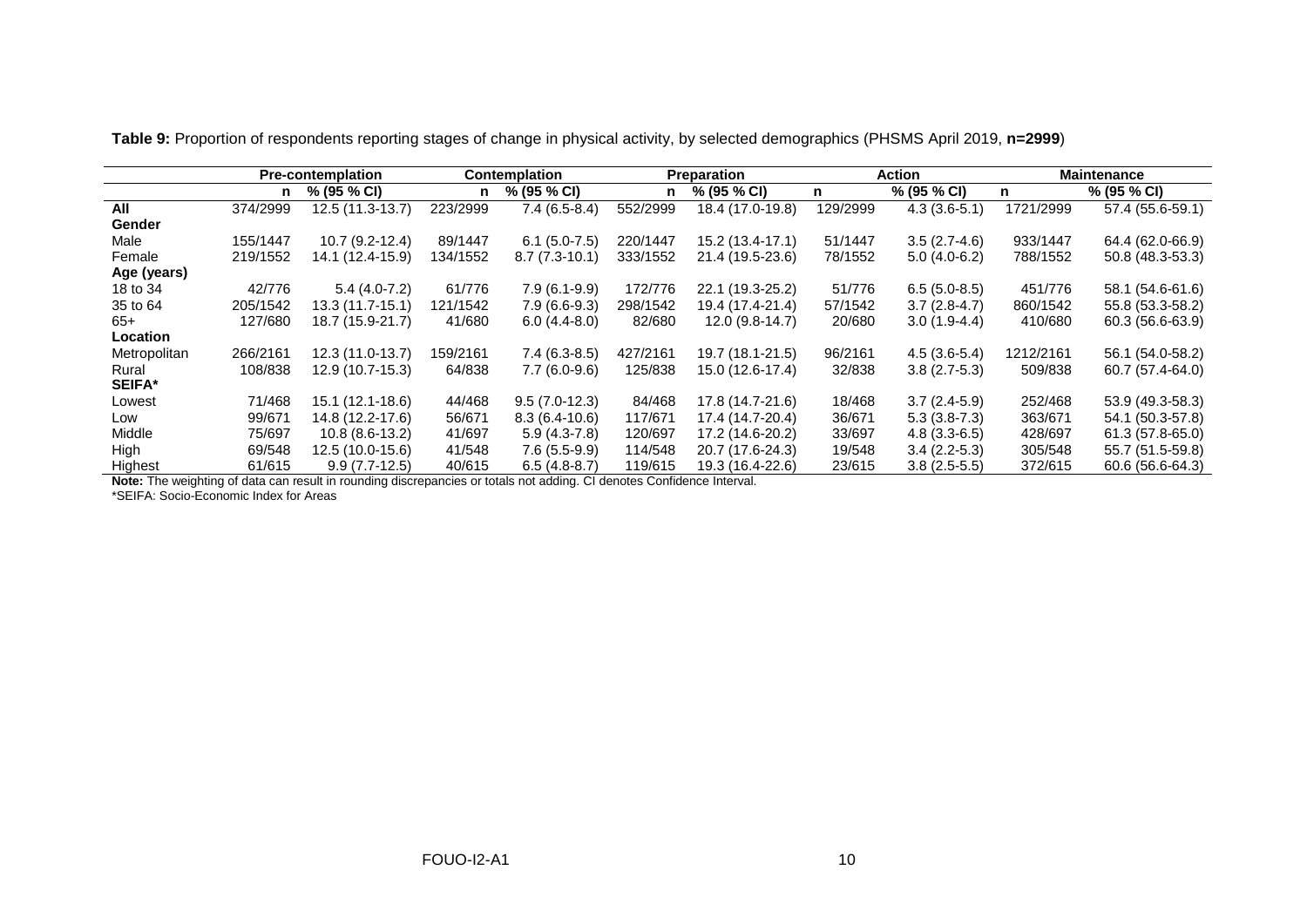**Table 9:** Proportion of respondents reporting stages of change in physical activity, by selected demographics (PHSMS April 2019, **n=2999**)

| | Pre-contemplation | | Contemplation | | Preparation | | Action | | Maintenance | |
|---|---|---|---|---|---|---|---|---|---|---|
| | **n** | **% (95 % CI)** | **n** | **% (95 % CI)** | **n** | **% (95 % CI)** | **n** | **% (95 % CI)** | **n** | **% (95 % CI)** |
| **All** | 374/2999 | 12.5 (11.3-13.7) | 223/2999 | 7.4 (6.5-8.4) | 552/2999 | 18.4 (17.0-19.8) | 129/2999 | 4.3 (3.6-5.1) | 1721/2999 | 57.4 (55.6-59.1) |
| **Gender** | | | | | | | | | | |
| Male | 155/1447 | 10.7 (9.2-12.4) | 89/1447 | 6.1 (5.0-7.5) | 220/1447 | 15.2 (13.4-17.1) | 51/1447 | 3.5 (2.7-4.6) | 933/1447 | 64.4 (62.0-66.9) |
| Female | 219/1552 | 14.1 (12.4-15.9) | 134/1552 | 8.7 (7.3-10.1) | 333/1552 | 21.4 (19.5-23.6) | 78/1552 | 5.0 (4.0-6.2) | 788/1552 | 50.8 (48.3-53.3) |
| **Age (years)** | | | | | | | | | | |
| 18 to 34 | 42/776 | 5.4 (4.0-7.2) | 61/776 | 7.9 (6.1-9.9) | 172/776 | 22.1 (19.3-25.2) | 51/776 | 6.5 (5.0-8.5) | 451/776 | 58.1 (54.6-61.6) |
| 35 to 64 | 205/1542 | 13.3 (11.7-15.1) | 121/1542 | 7.9 (6.6-9.3) | 298/1542 | 19.4 (17.4-21.4) | 57/1542 | 3.7 (2.8-4.7) | 860/1542 | 55.8 (53.3-58.2) |
| 65+ | 127/680 | 18.7 (15.9-21.7) | 41/680 | 6.0 (4.4-8.0) | 82/680 | 12.0 (9.8-14.7) | 20/680 | 3.0 (1.9-4.4) | 410/680 | 60.3 (56.6-63.9) |
| **Location** | | | | | | | | | | |
| Metropolitan | 266/2161 | 12.3 (11.0-13.7) | 159/2161 | 7.4 (6.3-8.5) | 427/2161 | 19.7 (18.1-21.5) | 96/2161 | 4.5 (3.6-5.4) | 1212/2161 | 56.1 (54.0-58.2) |
| Rural | 108/838 | 12.9 (10.7-15.3) | 64/838 | 7.7 (6.0-9.6) | 125/838 | 15.0 (12.6-17.4) | 32/838 | 3.8 (2.7-5.3) | 509/838 | 60.7 (57.4-64.0) |
| **SEIFA*** | | | | | | | | | | |
| Lowest | 71/468 | 15.1 (12.1-18.6) | 44/468 | 9.5 (7.0-12.3) | 84/468 | 17.8 (14.7-21.6) | 18/468 | 3.7 (2.4-5.9) | 252/468 | 53.9 (49.3-58.3) |
| Low | 99/671 | 14.8 (12.2-17.6) | 56/671 | 8.3 (6.4-10.6) | 117/671 | 17.4 (14.7-20.4) | 36/671 | 5.3 (3.8-7.3) | 363/671 | 54.1 (50.3-57.8) |
| Middle | 75/697 | 10.8 (8.6-13.2) | 41/697 | 5.9 (4.3-7.8) | 120/697 | 17.2 (14.6-20.2) | 33/697 | 4.8 (3.3-6.5) | 428/697 | 61.3 (57.8-65.0) |
| High | 69/548 | 12.5 (10.0-15.6) | 41/548 | 7.6 (5.5-9.9) | 114/548 | 20.7 (17.6-24.3) | 19/548 | 3.4 (2.2-5.3) | 305/548 | 55.7 (51.5-59.8) |
| Highest | 61/615 | 9.9 (7.7-12.5) | 40/615 | 6.5 (4.8-8.7) | 119/615 | 19.3 (16.4-22.6) | 23/615 | 3.8 (2.5-5.5) | 372/615 | 60.6 (56.6-64.3) |

**Note:** The weighting of data can result in rounding discrepancies or totals not adding. CI denotes Confidence Interval.

*SEIFA: Socio-Economic Index for Areas

FOUO-I2-A1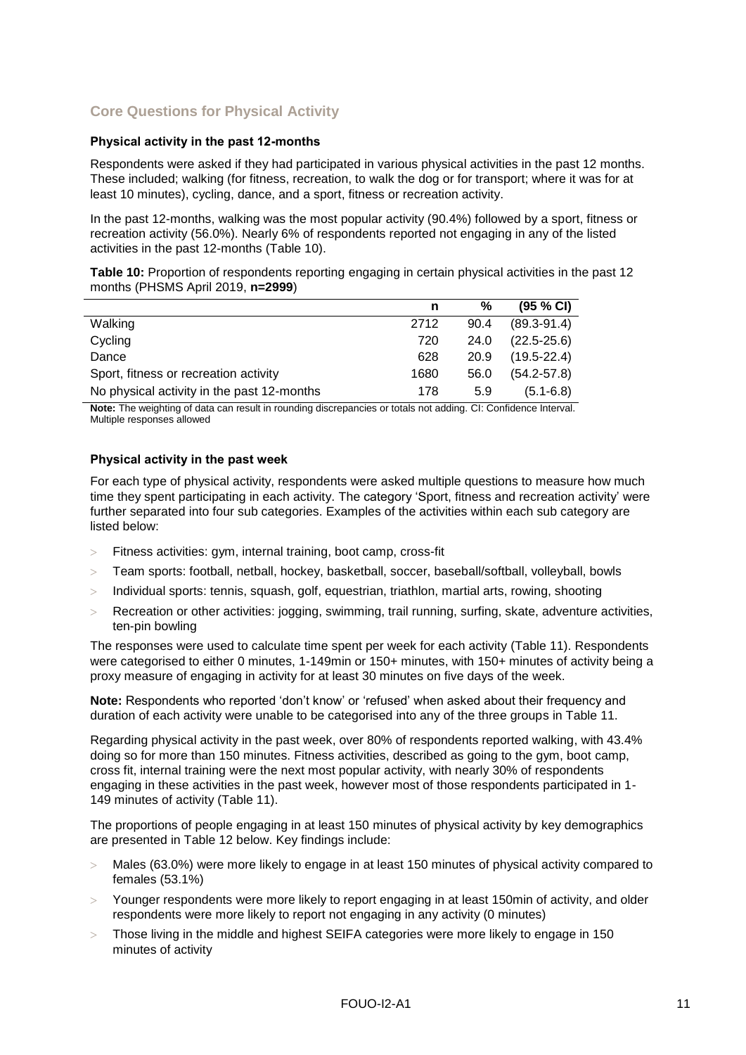## Core Questions for Physical Activity

**Physical activity in the past 12-months**

Respondents were asked if they had participated in various physical activities in the past 12 months. These included; walking (for fitness, recreation, to walk the dog or for transport; where it was for at least 10 minutes), cycling, dance, and a sport, fitness or recreation activity.

In the past 12-months, walking was the most popular activity (90.4%) followed by a sport, fitness or recreation activity (56.0%). Nearly 6% of respondents reported not engaging in any of the listed activities in the past 12-months (Table 10).

**Table 10:** Proportion of respondents reporting engaging in certain physical activities in the past 12 months (PHSMS April 2019, **n=2999**)

| | n | % | (95 % CI) |
|---|---|---|---|
| Walking | 2712 | 90.4 | (89.3-91.4) |
| Cycling | 720 | 24.0 | (22.5-25.6) |
| Dance | 628 | 20.9 | (19.5-22.4) |
| Sport, fitness or recreation activity | 1680 | 56.0 | (54.2-57.8) |
| No physical activity in the past 12-months | 178 | 5.9 | (5.1-6.8) |

**Note:** The weighting of data can result in rounding discrepancies or totals not adding. CI: Confidence Interval. Multiple responses allowed

**Physical activity in the past week**

For each type of physical activity, respondents were asked multiple questions to measure how much time they spent participating in each activity. The category 'Sport, fitness and recreation activity' were further separated into four sub categories. Examples of the activities within each sub category are listed below:

- Fitness activities: gym, internal training, boot camp, cross-fit
- Team sports: football, netball, hockey, basketball, soccer, baseball/softball, volleyball, bowls
- Individual sports: tennis, squash, golf, equestrian, triathlon, martial arts, rowing, shooting
- Recreation or other activities: jogging, swimming, trail running, surfing, skate, adventure activities, ten-pin bowling

The responses were used to calculate time spent per week for each activity (Table 11). Respondents were categorised to either 0 minutes, 1-149min or 150+ minutes, with 150+ minutes of activity being a proxy measure of engaging in activity for at least 30 minutes on five days of the week.

**Note:** Respondents who reported 'don't know' or 'refused' when asked about their frequency and duration of each activity were unable to be categorised into any of the three groups in Table 11.

Regarding physical activity in the past week, over 80% of respondents reported walking, with 43.4% doing so for more than 150 minutes. Fitness activities, described as going to the gym, boot camp, cross fit, internal training were the next most popular activity, with nearly 30% of respondents engaging in these activities in the past week, however most of those respondents participated in 1-149 minutes of activity (Table 11).

The proportions of people engaging in at least 150 minutes of physical activity by key demographics are presented in Table 12 below. Key findings include:

- Males (63.0%) were more likely to engage in at least 150 minutes of physical activity compared to females (53.1%)
- Younger respondents were more likely to report engaging in at least 150min of activity, and older respondents were more likely to report not engaging in any activity (0 minutes)
- Those living in the middle and highest SEIFA categories were more likely to engage in 150 minutes of activity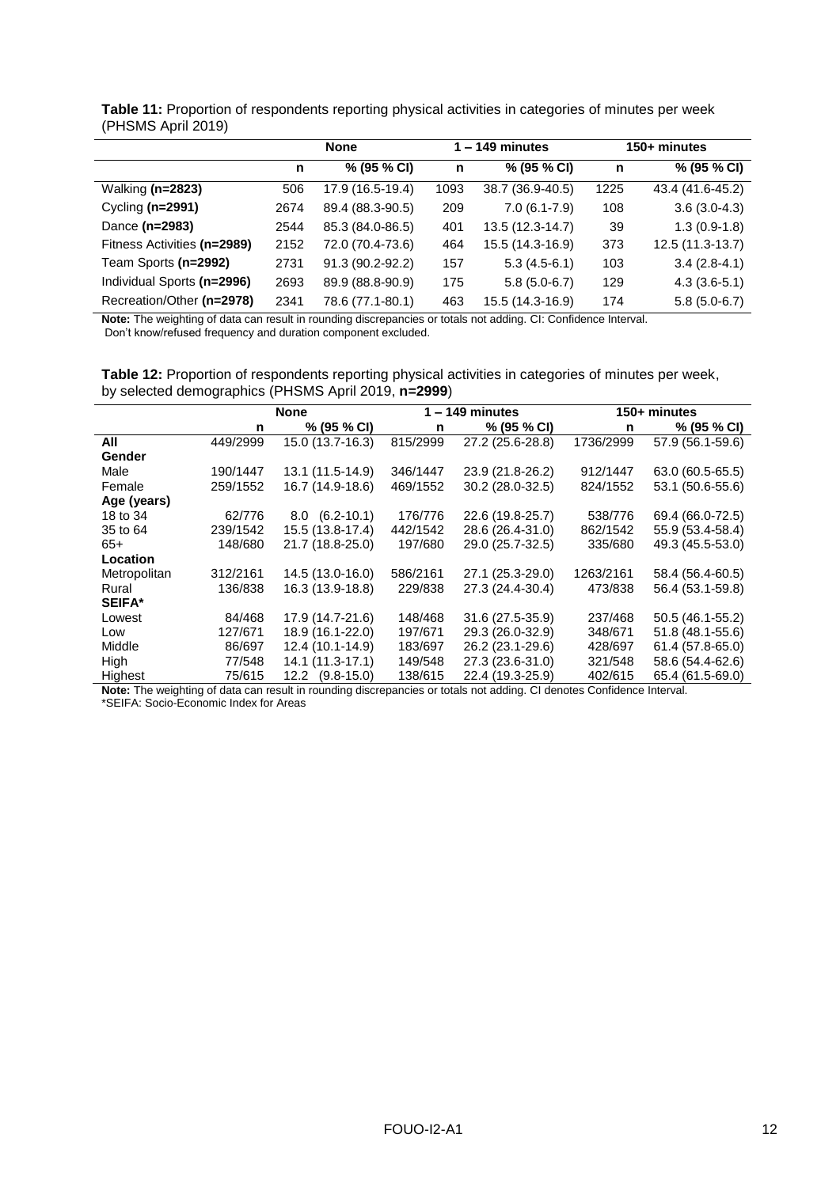**Table 11:** Proportion of respondents reporting physical activities in categories of minutes per week (PHSMS April 2019)

| | None | | 1 – 149 minutes | | 150+ minutes | |
|---|---|---|---|---|---|---|
| | **n** | **% (95 % CI)** | **n** | **% (95 % CI)** | **n** | **% (95 % CI)** |
| Walking **(n=2823)** | 506 | 17.9 (16.5-19.4) | 1093 | 38.7 (36.9-40.5) | 1225 | 43.4 (41.6-45.2) |
| Cycling **(n=2991)** | 2674 | 89.4 (88.3-90.5) | 209 | 7.0 (6.1-7.9) | 108 | 3.6 (3.0-4.3) |
| Dance **(n=2983)** | 2544 | 85.3 (84.0-86.5) | 401 | 13.5 (12.3-14.7) | 39 | 1.3 (0.9-1.8) |
| Fitness Activities **(n=2989)** | 2152 | 72.0 (70.4-73.6) | 464 | 15.5 (14.3-16.9) | 373 | 12.5 (11.3-13.7) |
| Team Sports **(n=2992)** | 2731 | 91.3 (90.2-92.2) | 157 | 5.3 (4.5-6.1) | 103 | 3.4 (2.8-4.1) |
| Individual Sports **(n=2996)** | 2693 | 89.9 (88.8-90.9) | 175 | 5.8 (5.0-6.7) | 129 | 4.3 (3.6-5.1) |
| Recreation/Other **(n=2978)** | 2341 | 78.6 (77.1-80.1) | 463 | 15.5 (14.3-16.9) | 174 | 5.8 (5.0-6.7) |

**Note:** The weighting of data can result in rounding discrepancies or totals not adding. CI: Confidence Interval.
Don't know/refused frequency and duration component excluded.

**Table 12:** Proportion of respondents reporting physical activities in categories of minutes per week, by selected demographics (PHSMS April 2019, **n=2999**)

| | None | | 1 – 149 minutes | | 150+ minutes | |
|---|---|---|---|---|---|---|
| | **n** | **% (95 % CI)** | **n** | **% (95 % CI)** | **n** | **% (95 % CI)** |
| **All** | 449/2999 | 15.0 (13.7-16.3) | 815/2999 | 27.2 (25.6-28.8) | 1736/2999 | 57.9 (56.1-59.6) |
| **Gender** | | | | | | |
| Male | 190/1447 | 13.1 (11.5-14.9) | 346/1447 | 23.9 (21.8-26.2) | 912/1447 | 63.0 (60.5-65.5) |
| Female | 259/1552 | 16.7 (14.9-18.6) | 469/1552 | 30.2 (28.0-32.5) | 824/1552 | 53.1 (50.6-55.6) |
| **Age (years)** | | | | | | |
| 18 to 34 | 62/776 | 8.0 (6.2-10.1) | 176/776 | 22.6 (19.8-25.7) | 538/776 | 69.4 (66.0-72.5) |
| 35 to 64 | 239/1542 | 15.5 (13.8-17.4) | 442/1542 | 28.6 (26.4-31.0) | 862/1542 | 55.9 (53.4-58.4) |
| 65+ | 148/680 | 21.7 (18.8-25.0) | 197/680 | 29.0 (25.7-32.5) | 335/680 | 49.3 (45.5-53.0) |
| **Location** | | | | | | |
| Metropolitan | 312/2161 | 14.5 (13.0-16.0) | 586/2161 | 27.1 (25.3-29.0) | 1263/2161 | 58.4 (56.4-60.5) |
| Rural | 136/838 | 16.3 (13.9-18.8) | 229/838 | 27.3 (24.4-30.4) | 473/838 | 56.4 (53.1-59.8) |
| **SEIFA*** | | | | | | |
| Lowest | 84/468 | 17.9 (14.7-21.6) | 148/468 | 31.6 (27.5-35.9) | 237/468 | 50.5 (46.1-55.2) |
| Low | 127/671 | 18.9 (16.1-22.0) | 197/671 | 29.3 (26.0-32.9) | 348/671 | 51.8 (48.1-55.6) |
| Middle | 86/697 | 12.4 (10.1-14.9) | 183/697 | 26.2 (23.1-29.6) | 428/697 | 61.4 (57.8-65.0) |
| High | 77/548 | 14.1 (11.3-17.1) | 149/548 | 27.3 (23.6-31.0) | 321/548 | 58.6 (54.4-62.6) |
| Highest | 75/615 | 12.2 (9.8-15.0) | 138/615 | 22.4 (19.3-25.9) | 402/615 | 65.4 (61.5-69.0) |

**Note:** The weighting of data can result in rounding discrepancies or totals not adding. CI denotes Confidence Interval.
*SEIFA: Socio-Economic Index for Areas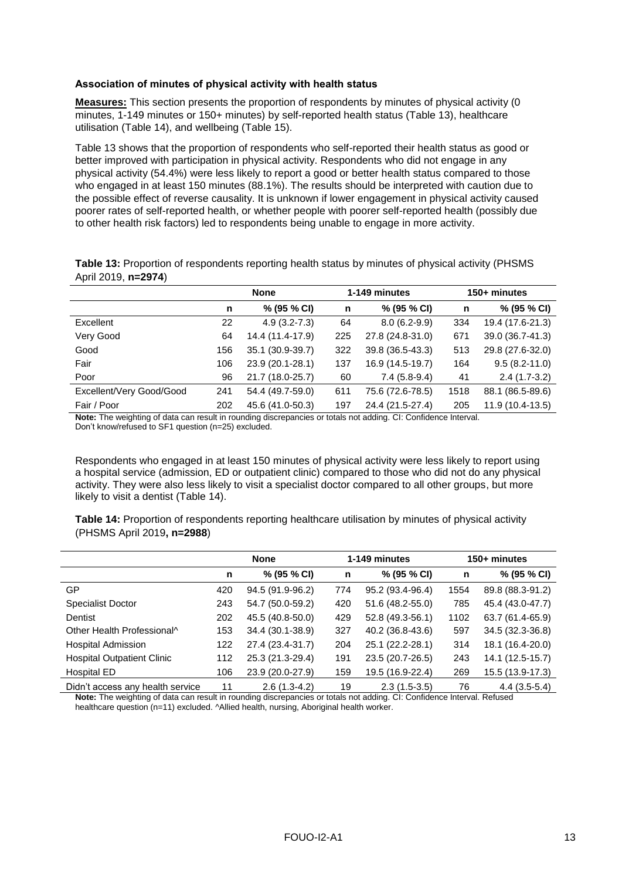### Association of minutes of physical activity with health status

**Measures:** This section presents the proportion of respondents by minutes of physical activity (0 minutes, 1-149 minutes or 150+ minutes) by self-reported health status (Table 13), healthcare utilisation (Table 14), and wellbeing (Table 15).

Table 13 shows that the proportion of respondents who self-reported their health status as good or better improved with participation in physical activity. Respondents who did not engage in any physical activity (54.4%) were less likely to report a good or better health status compared to those who engaged in at least 150 minutes (88.1%). The results should be interpreted with caution due to the possible effect of reverse causality. It is unknown if lower engagement in physical activity caused poorer rates of self-reported health, or whether people with poorer self-reported health (possibly due to other health risk factors) led to respondents being unable to engage in more activity.

**Table 13:** Proportion of respondents reporting health status by minutes of physical activity (PHSMS April 2019, **n=2974**)

| | None | | 1-149 minutes | | 150+ minutes | |
|---|---|---|---|---|---|---|
| | **n** | **% (95 % CI)** | **n** | **% (95 % CI)** | **n** | **% (95 % CI)** |
| Excellent | 22 | 4.9 (3.2-7.3) | 64 | 8.0 (6.2-9.9) | 334 | 19.4 (17.6-21.3) |
| Very Good | 64 | 14.4 (11.4-17.9) | 225 | 27.8 (24.8-31.0) | 671 | 39.0 (36.7-41.3) |
| Good | 156 | 35.1 (30.9-39.7) | 322 | 39.8 (36.5-43.3) | 513 | 29.8 (27.6-32.0) |
| Fair | 106 | 23.9 (20.1-28.1) | 137 | 16.9 (14.5-19.7) | 164 | 9.5 (8.2-11.0) |
| Poor | 96 | 21.7 (18.0-25.7) | 60 | 7.4 (5.8-9.4) | 41 | 2.4 (1.7-3.2) |
| Excellent/Very Good/Good | 241 | 54.4 (49.7-59.0) | 611 | 75.6 (72.6-78.5) | 1518 | 88.1 (86.5-89.6) |
| Fair / Poor | 202 | 45.6 (41.0-50.3) | 197 | 24.4 (21.5-27.4) | 205 | 11.9 (10.4-13.5) |

**Note:** The weighting of data can result in rounding discrepancies or totals not adding. CI: Confidence Interval. Don't know/refused to SF1 question (n=25) excluded.

Respondents who engaged in at least 150 minutes of physical activity were less likely to report using a hospital service (admission, ED or outpatient clinic) compared to those who did not do any physical activity. They were also less likely to visit a specialist doctor compared to all other groups, but more likely to visit a dentist (Table 14).

**Table 14:** Proportion of respondents reporting healthcare utilisation by minutes of physical activity (PHSMS April 2019**, n=2988**)

| | None | | 1-149 minutes | | 150+ minutes | |
|---|---|---|---|---|---|---|
| | **n** | **% (95 % CI)** | **n** | **% (95 % CI)** | **n** | **% (95 % CI)** |
| GP | 420 | 94.5 (91.9-96.2) | 774 | 95.2 (93.4-96.4) | 1554 | 89.8 (88.3-91.2) |
| Specialist Doctor | 243 | 54.7 (50.0-59.2) | 420 | 51.6 (48.2-55.0) | 785 | 45.4 (43.0-47.7) |
| Dentist | 202 | 45.5 (40.8-50.0) | 429 | 52.8 (49.3-56.1) | 1102 | 63.7 (61.4-65.9) |
| Other Health Professional^ | 153 | 34.4 (30.1-38.9) | 327 | 40.2 (36.8-43.6) | 597 | 34.5 (32.3-36.8) |
| Hospital Admission | 122 | 27.4 (23.4-31.7) | 204 | 25.1 (22.2-28.1) | 314 | 18.1 (16.4-20.0) |
| Hospital Outpatient Clinic | 112 | 25.3 (21.3-29.4) | 191 | 23.5 (20.7-26.5) | 243 | 14.1 (12.5-15.7) |
| Hospital ED | 106 | 23.9 (20.0-27.9) | 159 | 19.5 (16.9-22.4) | 269 | 15.5 (13.9-17.3) |
| Didn't access any health service | 11 | 2.6 (1.3-4.2) | 19 | 2.3 (1.5-3.5) | 76 | 4.4 (3.5-5.4) |

**Note:** The weighting of data can result in rounding discrepancies or totals not adding. CI: Confidence Interval. Refused healthcare question (n=11) excluded. ^Allied health, nursing, Aboriginal health worker.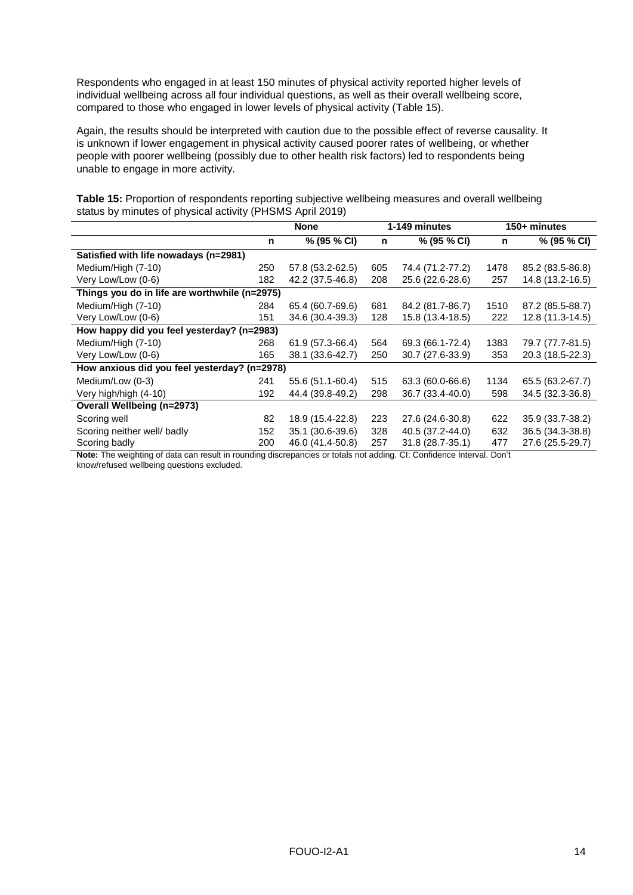Respondents who engaged in at least 150 minutes of physical activity reported higher levels of individual wellbeing across all four individual questions, as well as their overall wellbeing score, compared to those who engaged in lower levels of physical activity (Table 15).

Again, the results should be interpreted with caution due to the possible effect of reverse causality. It is unknown if lower engagement in physical activity caused poorer rates of wellbeing, or whether people with poorer wellbeing (possibly due to other health risk factors) led to respondents being unable to engage in more activity.

**Table 15:** Proportion of respondents reporting subjective wellbeing measures and overall wellbeing status by minutes of physical activity (PHSMS April 2019)

| | None | | 1-149 minutes | | 150+ minutes | |
|---|---|---|---|---|---|---|
| | n | % (95 % CI) | n | % (95 % CI) | n | % (95 % CI) |
| **Satisfied with life nowadays (n=2981)** | | | | | | |
| Medium/High (7-10) | 250 | 57.8 (53.2-62.5) | 605 | 74.4 (71.2-77.2) | 1478 | 85.2 (83.5-86.8) |
| Very Low/Low (0-6) | 182 | 42.2 (37.5-46.8) | 208 | 25.6 (22.6-28.6) | 257 | 14.8 (13.2-16.5) |
| **Things you do in life are worthwhile (n=2975)** | | | | | | |
| Medium/High (7-10) | 284 | 65.4 (60.7-69.6) | 681 | 84.2 (81.7-86.7) | 1510 | 87.2 (85.5-88.7) |
| Very Low/Low (0-6) | 151 | 34.6 (30.4-39.3) | 128 | 15.8 (13.4-18.5) | 222 | 12.8 (11.3-14.5) |
| **How happy did you feel yesterday? (n=2983)** | | | | | | |
| Medium/High (7-10) | 268 | 61.9 (57.3-66.4) | 564 | 69.3 (66.1-72.4) | 1383 | 79.7 (77.7-81.5) |
| Very Low/Low (0-6) | 165 | 38.1 (33.6-42.7) | 250 | 30.7 (27.6-33.9) | 353 | 20.3 (18.5-22.3) |
| **How anxious did you feel yesterday? (n=2978)** | | | | | | |
| Medium/Low (0-3) | 241 | 55.6 (51.1-60.4) | 515 | 63.3 (60.0-66.6) | 1134 | 65.5 (63.2-67.7) |
| Very high/high (4-10) | 192 | 44.4 (39.8-49.2) | 298 | 36.7 (33.4-40.0) | 598 | 34.5 (32.3-36.8) |
| **Overall Wellbeing (n=2973)** | | | | | | |
| Scoring well | 82 | 18.9 (15.4-22.8) | 223 | 27.6 (24.6-30.8) | 622 | 35.9 (33.7-38.2) |
| Scoring neither well/ badly | 152 | 35.1 (30.6-39.6) | 328 | 40.5 (37.2-44.0) | 632 | 36.5 (34.3-38.8) |
| Scoring badly | 200 | 46.0 (41.4-50.8) | 257 | 31.8 (28.7-35.1) | 477 | 27.6 (25.5-29.7) |

**Note:** The weighting of data can result in rounding discrepancies or totals not adding. CI: Confidence Interval. Don't know/refused wellbeing questions excluded.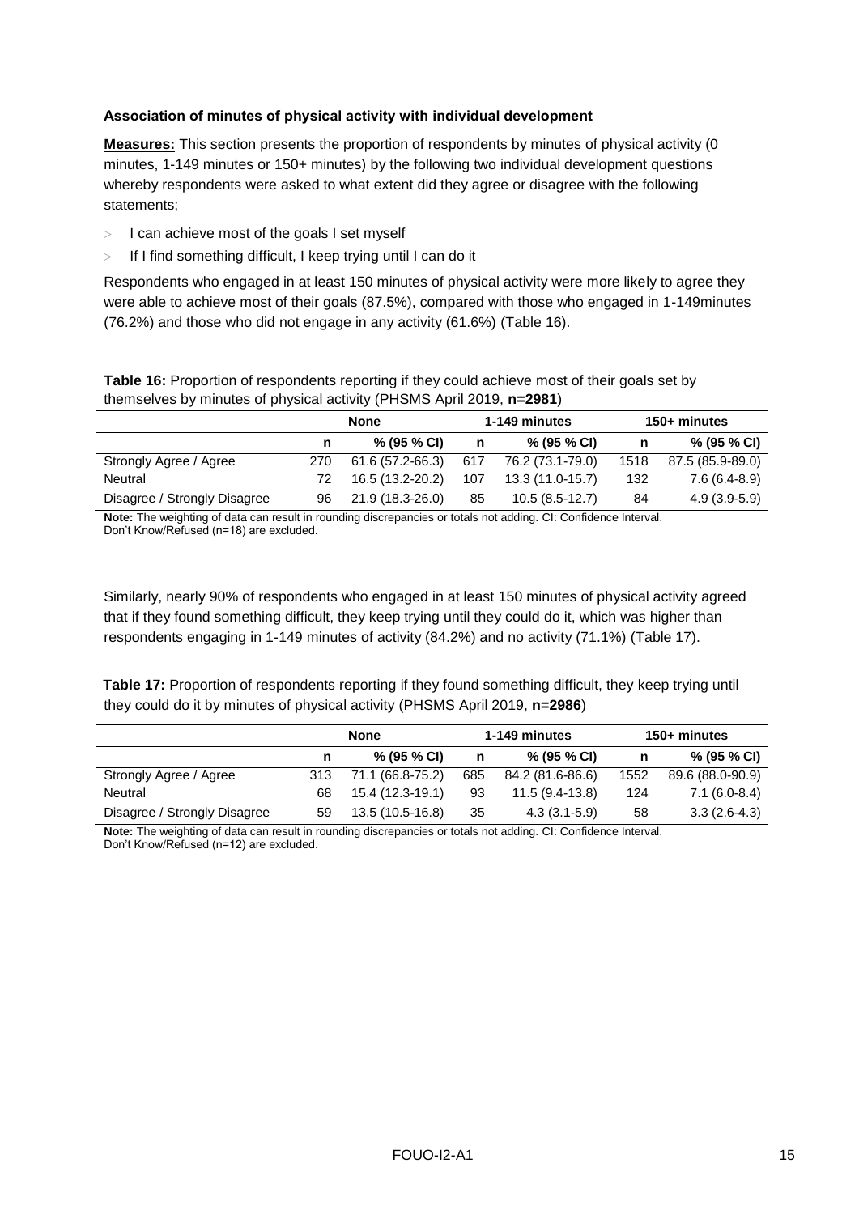### Association of minutes of physical activity with individual development

**Measures:** This section presents the proportion of respondents by minutes of physical activity (0 minutes, 1-149 minutes or 150+ minutes) by the following two individual development questions whereby respondents were asked to what extent did they agree or disagree with the following statements;

- I can achieve most of the goals I set myself
- If I find something difficult, I keep trying until I can do it

Respondents who engaged in at least 150 minutes of physical activity were more likely to agree they were able to achieve most of their goals (87.5%), compared with those who engaged in 1-149minutes (76.2%) and those who did not engage in any activity (61.6%) (Table 16).

**Table 16:** Proportion of respondents reporting if they could achieve most of their goals set by themselves by minutes of physical activity (PHSMS April 2019, **n=2981**)

| | None | | 1-149 minutes | | 150+ minutes | |
|---|---|---|---|---|---|---|
| | n | % (95 % CI) | n | % (95 % CI) | n | % (95 % CI) |
| Strongly Agree / Agree | 270 | 61.6 (57.2-66.3) | 617 | 76.2 (73.1-79.0) | 1518 | 87.5 (85.9-89.0) |
| Neutral | 72 | 16.5 (13.2-20.2) | 107 | 13.3 (11.0-15.7) | 132 | 7.6 (6.4-8.9) |
| Disagree / Strongly Disagree | 96 | 21.9 (18.3-26.0) | 85 | 10.5 (8.5-12.7) | 84 | 4.9 (3.9-5.9) |

**Note:** The weighting of data can result in rounding discrepancies or totals not adding. CI: Confidence Interval. Don't Know/Refused (n=18) are excluded.

Similarly, nearly 90% of respondents who engaged in at least 150 minutes of physical activity agreed that if they found something difficult, they keep trying until they could do it, which was higher than respondents engaging in 1-149 minutes of activity (84.2%) and no activity (71.1%) (Table 17).

**Table 17:** Proportion of respondents reporting if they found something difficult, they keep trying until they could do it by minutes of physical activity (PHSMS April 2019, **n=2986**)

| | None | | 1-149 minutes | | 150+ minutes | |
|---|---|---|---|---|---|---|
| | n | % (95 % CI) | n | % (95 % CI) | n | % (95 % CI) |
| Strongly Agree / Agree | 313 | 71.1 (66.8-75.2) | 685 | 84.2 (81.6-86.6) | 1552 | 89.6 (88.0-90.9) |
| Neutral | 68 | 15.4 (12.3-19.1) | 93 | 11.5 (9.4-13.8) | 124 | 7.1 (6.0-8.4) |
| Disagree / Strongly Disagree | 59 | 13.5 (10.5-16.8) | 35 | 4.3 (3.1-5.9) | 58 | 3.3 (2.6-4.3) |

**Note:** The weighting of data can result in rounding discrepancies or totals not adding. CI: Confidence Interval. Don't Know/Refused (n=12) are excluded.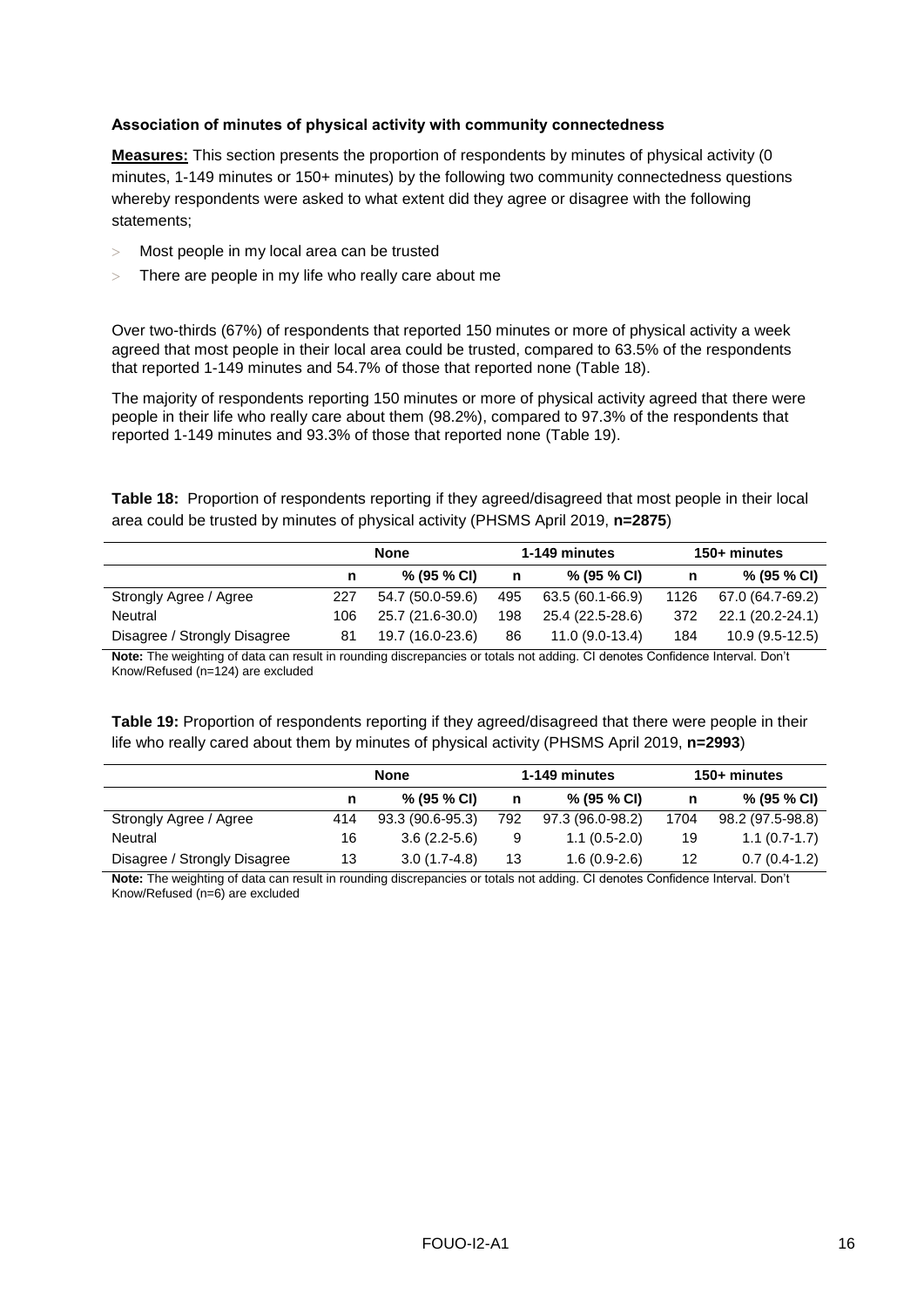**Association of minutes of physical activity with community connectedness**

**Measures:** This section presents the proportion of respondents by minutes of physical activity (0 minutes, 1-149 minutes or 150+ minutes) by the following two community connectedness questions whereby respondents were asked to what extent did they agree or disagree with the following statements;

- Most people in my local area can be trusted
- There are people in my life who really care about me

Over two-thirds (67%) of respondents that reported 150 minutes or more of physical activity a week agreed that most people in their local area could be trusted, compared to 63.5% of the respondents that reported 1-149 minutes and 54.7% of those that reported none (Table 18).

The majority of respondents reporting 150 minutes or more of physical activity agreed that there were people in their life who really care about them (98.2%), compared to 97.3% of the respondents that reported 1-149 minutes and 93.3% of those that reported none (Table 19).

**Table 18:** Proportion of respondents reporting if they agreed/disagreed that most people in their local area could be trusted by minutes of physical activity (PHSMS April 2019, **n=2875**)

| | None | | 1-149 minutes | | 150+ minutes | |
|---|---|---|---|---|---|---|
| | **n** | **% (95 % CI)** | **n** | **% (95 % CI)** | **n** | **% (95 % CI)** |
| Strongly Agree / Agree | 227 | 54.7 (50.0-59.6) | 495 | 63.5 (60.1-66.9) | 1126 | 67.0 (64.7-69.2) |
| Neutral | 106 | 25.7 (21.6-30.0) | 198 | 25.4 (22.5-28.6) | 372 | 22.1 (20.2-24.1) |
| Disagree / Strongly Disagree | 81 | 19.7 (16.0-23.6) | 86 | 11.0 (9.0-13.4) | 184 | 10.9 (9.5-12.5) |

**Note:** The weighting of data can result in rounding discrepancies or totals not adding. CI denotes Confidence Interval. Don't Know/Refused (n=124) are excluded

**Table 19:** Proportion of respondents reporting if they agreed/disagreed that there were people in their life who really cared about them by minutes of physical activity (PHSMS April 2019, **n=2993**)

| | None | | 1-149 minutes | | 150+ minutes | |
|---|---|---|---|---|---|---|
| | **n** | **% (95 % CI)** | **n** | **% (95 % CI)** | **n** | **% (95 % CI)** |
| Strongly Agree / Agree | 414 | 93.3 (90.6-95.3) | 792 | 97.3 (96.0-98.2) | 1704 | 98.2 (97.5-98.8) |
| Neutral | 16 | 3.6 (2.2-5.6) | 9 | 1.1 (0.5-2.0) | 19 | 1.1 (0.7-1.7) |
| Disagree / Strongly Disagree | 13 | 3.0 (1.7-4.8) | 13 | 1.6 (0.9-2.6) | 12 | 0.7 (0.4-1.2) |

**Note:** The weighting of data can result in rounding discrepancies or totals not adding. CI denotes Confidence Interval. Don't Know/Refused (n=6) are excluded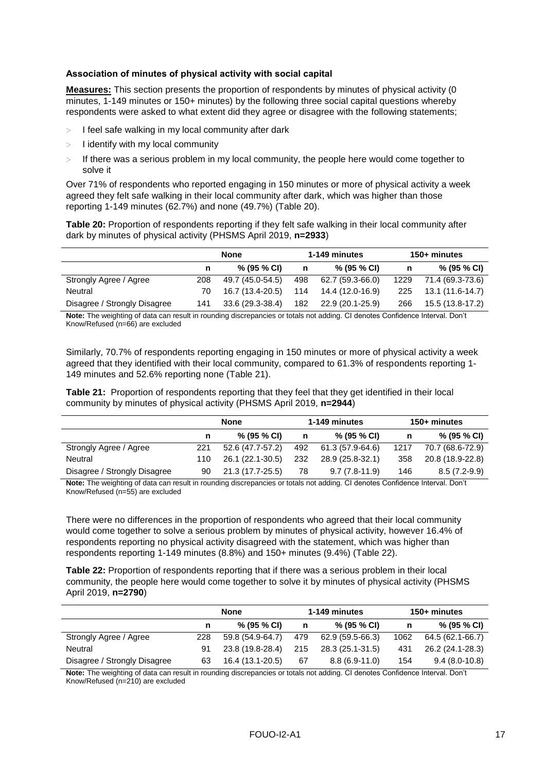### Association of minutes of physical activity with social capital

**Measures:** This section presents the proportion of respondents by minutes of physical activity (0 minutes, 1-149 minutes or 150+ minutes) by the following three social capital questions whereby respondents were asked to what extent did they agree or disagree with the following statements;

- I feel safe walking in my local community after dark
- I identify with my local community
- If there was a serious problem in my local community, the people here would come together to solve it

Over 71% of respondents who reported engaging in 150 minutes or more of physical activity a week agreed they felt safe walking in their local community after dark, which was higher than those reporting 1-149 minutes (62.7%) and none (49.7%) (Table 20).

**Table 20:** Proportion of respondents reporting if they felt safe walking in their local community after dark by minutes of physical activity (PHSMS April 2019, **n=2933**)

| | None | | 1-149 minutes | | 150+ minutes | |
|---|---|---|---|---|---|---|
| | **n** | **% (95 % CI)** | **n** | **% (95 % CI)** | **n** | **% (95 % CI)** |
| Strongly Agree / Agree | 208 | 49.7 (45.0-54.5) | 498 | 62.7 (59.3-66.0) | 1229 | 71.4 (69.3-73.6) |
| Neutral | 70 | 16.7 (13.4-20.5) | 114 | 14.4 (12.0-16.9) | 225 | 13.1 (11.6-14.7) |
| Disagree / Strongly Disagree | 141 | 33.6 (29.3-38.4) | 182 | 22.9 (20.1-25.9) | 266 | 15.5 (13.8-17.2) |

**Note:** The weighting of data can result in rounding discrepancies or totals not adding. CI denotes Confidence Interval. Don't Know/Refused (n=66) are excluded

Similarly, 70.7% of respondents reporting engaging in 150 minutes or more of physical activity a week agreed that they identified with their local community, compared to 61.3% of respondents reporting 1-149 minutes and 52.6% reporting none (Table 21).

**Table 21:** Proportion of respondents reporting that they feel that they get identified in their local community by minutes of physical activity (PHSMS April 2019, **n=2944**)

| | None | | 1-149 minutes | | 150+ minutes | |
|---|---|---|---|---|---|---|
| | **n** | **% (95 % CI)** | **n** | **% (95 % CI)** | **n** | **% (95 % CI)** |
| Strongly Agree / Agree | 221 | 52.6 (47.7-57.2) | 492 | 61.3 (57.9-64.6) | 1217 | 70.7 (68.6-72.9) |
| Neutral | 110 | 26.1 (22.1-30.5) | 232 | 28.9 (25.8-32.1) | 358 | 20.8 (18.9-22.8) |
| Disagree / Strongly Disagree | 90 | 21.3 (17.7-25.5) | 78 | 9.7 (7.8-11.9) | 146 | 8.5 (7.2-9.9) |

**Note:** The weighting of data can result in rounding discrepancies or totals not adding. CI denotes Confidence Interval. Don't Know/Refused (n=55) are excluded

There were no differences in the proportion of respondents who agreed that their local community would come together to solve a serious problem by minutes of physical activity, however 16.4% of respondents reporting no physical activity disagreed with the statement, which was higher than respondents reporting 1-149 minutes (8.8%) and 150+ minutes (9.4%) (Table 22).

**Table 22:** Proportion of respondents reporting that if there was a serious problem in their local community, the people here would come together to solve it by minutes of physical activity (PHSMS April 2019, **n=2790**)

| | None | | 1-149 minutes | | 150+ minutes | |
|---|---|---|---|---|---|---|
| | **n** | **% (95 % CI)** | **n** | **% (95 % CI)** | **n** | **% (95 % CI)** |
| Strongly Agree / Agree | 228 | 59.8 (54.9-64.7) | 479 | 62.9 (59.5-66.3) | 1062 | 64.5 (62.1-66.7) |
| Neutral | 91 | 23.8 (19.8-28.4) | 215 | 28.3 (25.1-31.5) | 431 | 26.2 (24.1-28.3) |
| Disagree / Strongly Disagree | 63 | 16.4 (13.1-20.5) | 67 | 8.8 (6.9-11.0) | 154 | 9.4 (8.0-10.8) |

**Note:** The weighting of data can result in rounding discrepancies or totals not adding. CI denotes Confidence Interval. Don't Know/Refused (n=210) are excluded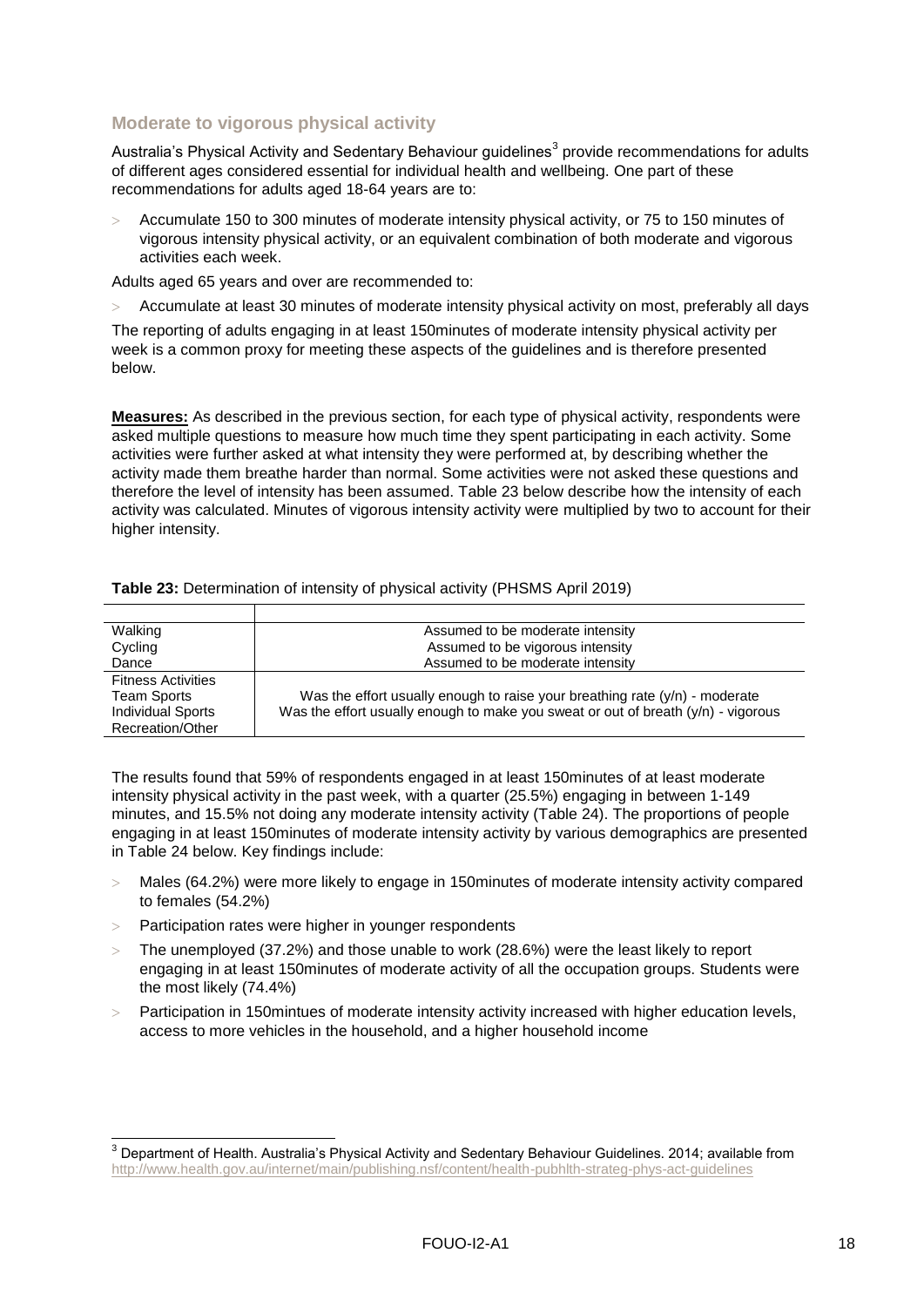## Moderate to vigorous physical activity

Australia's Physical Activity and Sedentary Behaviour guidelines[3] provide recommendations for adults of different ages considered essential for individual health and wellbeing. One part of these recommendations for adults aged 18-64 years are to:

- Accumulate 150 to 300 minutes of moderate intensity physical activity, or 75 to 150 minutes of vigorous intensity physical activity, or an equivalent combination of both moderate and vigorous activities each week.

Adults aged 65 years and over are recommended to:

- Accumulate at least 30 minutes of moderate intensity physical activity on most, preferably all days

The reporting of adults engaging in at least 150minutes of moderate intensity physical activity per week is a common proxy for meeting these aspects of the guidelines and is therefore presented below.

**Measures:** As described in the previous section, for each type of physical activity, respondents were asked multiple questions to measure how much time they spent participating in each activity. Some activities were further asked at what intensity they were performed at, by describing whether the activity made them breathe harder than normal. Some activities were not asked these questions and therefore the level of intensity has been assumed. Table 23 below describe how the intensity of each activity was calculated. Minutes of vigorous intensity activity were multiplied by two to account for their higher intensity.

**Table 23:** Determination of intensity of physical activity (PHSMS April 2019)

| | |
|---|---|
| Walking | Assumed to be moderate intensity |
| Cycling | Assumed to be vigorous intensity |
| Dance | Assumed to be moderate intensity |
| Fitness Activities<br>Team Sports<br>Individual Sports<br>Recreation/Other | Was the effort usually enough to raise your breathing rate (y/n) - moderate<br>Was the effort usually enough to make you sweat or out of breath (y/n) - vigorous |

The results found that 59% of respondents engaged in at least 150minutes of at least moderate intensity physical activity in the past week, with a quarter (25.5%) engaging in between 1-149 minutes, and 15.5% not doing any moderate intensity activity (Table 24). The proportions of people engaging in at least 150minutes of moderate intensity activity by various demographics are presented in Table 24 below. Key findings include:

- Males (64.2%) were more likely to engage in 150minutes of moderate intensity activity compared to females (54.2%)
- Participation rates were higher in younger respondents
- The unemployed (37.2%) and those unable to work (28.6%) were the least likely to report engaging in at least 150minutes of moderate activity of all the occupation groups. Students were the most likely (74.4%)
- Participation in 150mintues of moderate intensity activity increased with higher education levels, access to more vehicles in the household, and a higher household income

[3] Department of Health. Australia's Physical Activity and Sedentary Behaviour Guidelines. 2014; available from http://www.health.gov.au/internet/main/publishing.nsf/content/health-pubhlth-strateg-phys-act-guidelines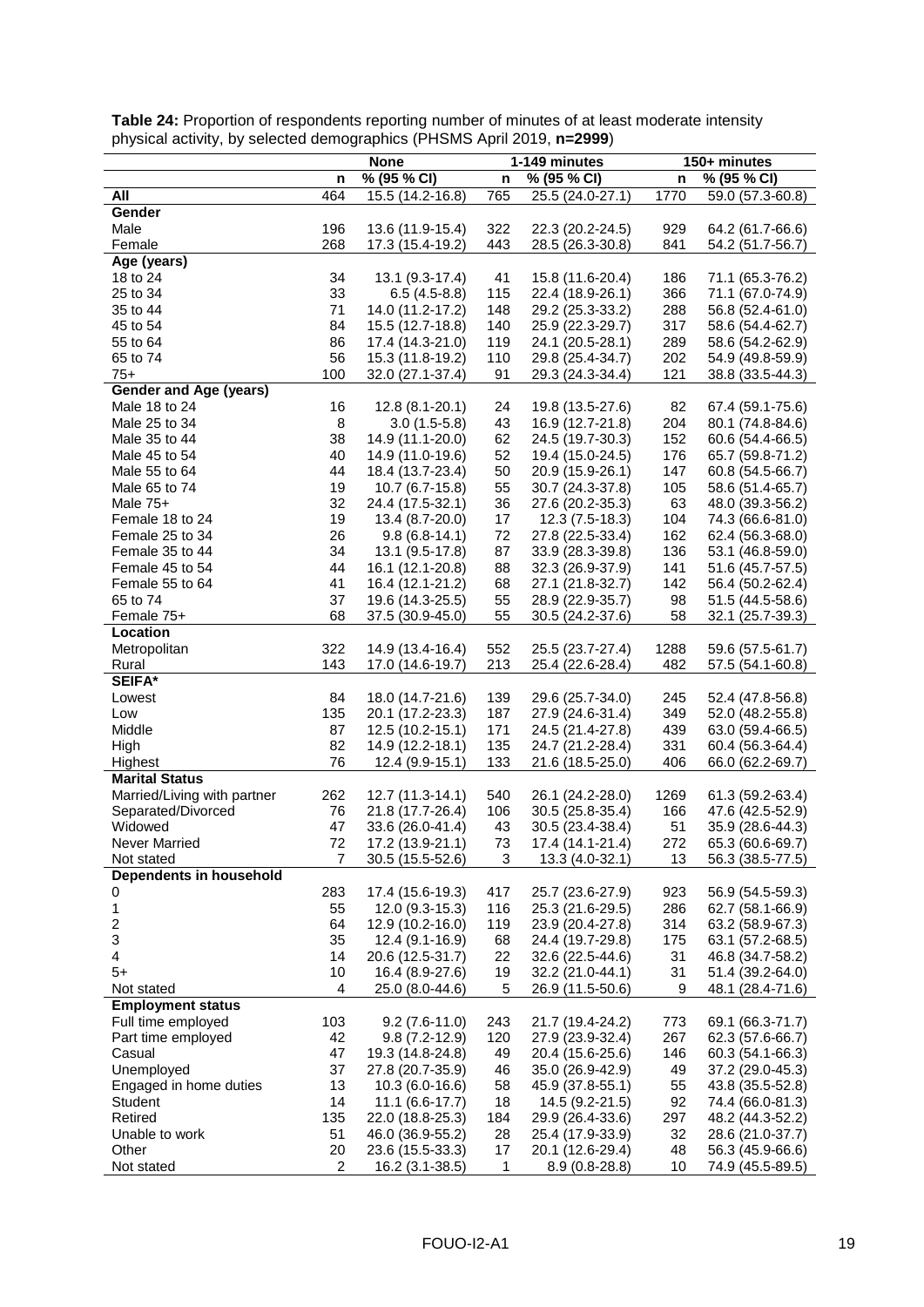**Table 24:** Proportion of respondents reporting number of minutes of at least moderate intensity physical activity, by selected demographics (PHSMS April 2019, **n=2999**)

| | None | | 1-149 minutes | | 150+ minutes | |
|---|---|---|---|---|---|---|
| | n | % (95 % CI) | n | % (95 % CI) | n | % (95 % CI) |
| **All** | 464 | 15.5 (14.2-16.8) | 765 | 25.5 (24.0-27.1) | 1770 | 59.0 (57.3-60.8) |
| **Gender** | | | | | | |
| Male | 196 | 13.6 (11.9-15.4) | 322 | 22.3 (20.2-24.5) | 929 | 64.2 (61.7-66.6) |
| Female | 268 | 17.3 (15.4-19.2) | 443 | 28.5 (26.3-30.8) | 841 | 54.2 (51.7-56.7) |
| **Age (years)** | | | | | | |
| 18 to 24 | 34 | 13.1 (9.3-17.4) | 41 | 15.8 (11.6-20.4) | 186 | 71.1 (65.3-76.2) |
| 25 to 34 | 33 | 6.5 (4.5-8.8) | 115 | 22.4 (18.9-26.1) | 366 | 71.1 (67.0-74.9) |
| 35 to 44 | 71 | 14.0 (11.2-17.2) | 148 | 29.2 (25.3-33.2) | 288 | 56.8 (52.4-61.0) |
| 45 to 54 | 84 | 15.5 (12.7-18.8) | 140 | 25.9 (22.3-29.7) | 317 | 58.6 (54.4-62.7) |
| 55 to 64 | 86 | 17.4 (14.3-21.0) | 119 | 24.1 (20.5-28.1) | 289 | 58.6 (54.2-62.9) |
| 65 to 74 | 56 | 15.3 (11.8-19.2) | 110 | 29.8 (25.4-34.7) | 202 | 54.9 (49.8-59.9) |
| 75+ | 100 | 32.0 (27.1-37.4) | 91 | 29.3 (24.3-34.4) | 121 | 38.8 (33.5-44.3) |
| **Gender and Age (years)** | | | | | | |
| Male 18 to 24 | 16 | 12.8 (8.1-20.1) | 24 | 19.8 (13.5-27.6) | 82 | 67.4 (59.1-75.6) |
| Male 25 to 34 | 8 | 3.0 (1.5-5.8) | 43 | 16.9 (12.7-21.8) | 204 | 80.1 (74.8-84.6) |
| Male 35 to 44 | 38 | 14.9 (11.1-20.0) | 62 | 24.5 (19.7-30.3) | 152 | 60.6 (54.4-66.5) |
| Male 45 to 54 | 40 | 14.9 (11.0-19.6) | 52 | 19.4 (15.0-24.5) | 176 | 65.7 (59.8-71.2) |
| Male 55 to 64 | 44 | 18.4 (13.7-23.4) | 50 | 20.9 (15.9-26.1) | 147 | 60.8 (54.5-66.7) |
| Male 65 to 74 | 19 | 10.7 (6.7-15.8) | 55 | 30.7 (24.3-37.8) | 105 | 58.6 (51.4-65.7) |
| Male 75+ | 32 | 24.4 (17.5-32.1) | 36 | 27.6 (20.2-35.3) | 63 | 48.0 (39.3-56.2) |
| Female 18 to 24 | 19 | 13.4 (8.7-20.0) | 17 | 12.3 (7.5-18.3) | 104 | 74.3 (66.6-81.0) |
| Female 25 to 34 | 26 | 9.8 (6.8-14.1) | 72 | 27.8 (22.5-33.4) | 162 | 62.4 (56.3-68.0) |
| Female 35 to 44 | 34 | 13.1 (9.5-17.8) | 87 | 33.9 (28.3-39.8) | 136 | 53.1 (46.8-59.0) |
| Female 45 to 54 | 44 | 16.1 (12.1-20.8) | 88 | 32.3 (26.9-37.9) | 141 | 51.6 (45.7-57.5) |
| Female 55 to 64 | 41 | 16.4 (12.1-21.2) | 68 | 27.1 (21.8-32.7) | 142 | 56.4 (50.2-62.4) |
| 65 to 74 | 37 | 19.6 (14.3-25.5) | 55 | 28.9 (22.9-35.7) | 98 | 51.5 (44.5-58.6) |
| Female 75+ | 68 | 37.5 (30.9-45.0) | 55 | 30.5 (24.2-37.6) | 58 | 32.1 (25.7-39.3) |
| **Location** | | | | | | |
| Metropolitan | 322 | 14.9 (13.4-16.4) | 552 | 25.5 (23.7-27.4) | 1288 | 59.6 (57.5-61.7) |
| Rural | 143 | 17.0 (14.6-19.7) | 213 | 25.4 (22.6-28.4) | 482 | 57.5 (54.1-60.8) |
| **SEIFA*** | | | | | | |
| Lowest | 84 | 18.0 (14.7-21.6) | 139 | 29.6 (25.7-34.0) | 245 | 52.4 (47.8-56.8) |
| Low | 135 | 20.1 (17.2-23.3) | 187 | 27.9 (24.6-31.4) | 349 | 52.0 (48.2-55.8) |
| Middle | 87 | 12.5 (10.2-15.1) | 171 | 24.5 (21.4-27.8) | 439 | 63.0 (59.4-66.5) |
| High | 82 | 14.9 (12.2-18.1) | 135 | 24.7 (21.2-28.4) | 331 | 60.4 (56.3-64.4) |
| Highest | 76 | 12.4 (9.9-15.1) | 133 | 21.6 (18.5-25.0) | 406 | 66.0 (62.2-69.7) |
| **Marital Status** | | | | | | |
| Married/Living with partner | 262 | 12.7 (11.3-14.1) | 540 | 26.1 (24.2-28.0) | 1269 | 61.3 (59.2-63.4) |
| Separated/Divorced | 76 | 21.8 (17.7-26.4) | 106 | 30.5 (25.8-35.4) | 166 | 47.6 (42.5-52.9) |
| Widowed | 47 | 33.6 (26.0-41.4) | 43 | 30.5 (23.4-38.4) | 51 | 35.9 (28.6-44.3) |
| Never Married | 72 | 17.2 (13.9-21.1) | 73 | 17.4 (14.1-21.4) | 272 | 65.3 (60.6-69.7) |
| Not stated | 7 | 30.5 (15.5-52.6) | 3 | 13.3 (4.0-32.1) | 13 | 56.3 (38.5-77.5) |
| **Dependents in household** | | | | | | |
| 0 | 283 | 17.4 (15.6-19.3) | 417 | 25.7 (23.6-27.9) | 923 | 56.9 (54.5-59.3) |
| 1 | 55 | 12.0 (9.3-15.3) | 116 | 25.3 (21.6-29.5) | 286 | 62.7 (58.1-66.9) |
| 2 | 64 | 12.9 (10.2-16.0) | 119 | 23.9 (20.4-27.8) | 314 | 63.2 (58.9-67.3) |
| 3 | 35 | 12.4 (9.1-16.9) | 68 | 24.4 (19.7-29.8) | 175 | 63.1 (57.2-68.5) |
| 4 | 14 | 20.6 (12.5-31.7) | 22 | 32.6 (22.5-44.6) | 31 | 46.8 (34.7-58.2) |
| 5+ | 10 | 16.4 (8.9-27.6) | 19 | 32.2 (21.0-44.1) | 31 | 51.4 (39.2-64.0) |
| Not stated | 4 | 25.0 (8.0-44.6) | 5 | 26.9 (11.5-50.6) | 9 | 48.1 (28.4-71.6) |
| **Employment status** | | | | | | |
| Full time employed | 103 | 9.2 (7.6-11.0) | 243 | 21.7 (19.4-24.2) | 773 | 69.1 (66.3-71.7) |
| Part time employed | 42 | 9.8 (7.2-12.9) | 120 | 27.9 (23.9-32.4) | 267 | 62.3 (57.6-66.7) |
| Casual | 47 | 19.3 (14.8-24.8) | 49 | 20.4 (15.6-25.6) | 146 | 60.3 (54.1-66.3) |
| Unemployed | 37 | 27.8 (20.7-35.9) | 46 | 35.0 (26.9-42.9) | 49 | 37.2 (29.0-45.3) |
| Engaged in home duties | 13 | 10.3 (6.0-16.6) | 58 | 45.9 (37.8-55.1) | 55 | 43.8 (35.5-52.8) |
| Student | 14 | 11.1 (6.6-17.7) | 18 | 14.5 (9.2-21.5) | 92 | 74.4 (66.0-81.3) |
| Retired | 135 | 22.0 (18.8-25.3) | 184 | 29.9 (26.4-33.6) | 297 | 48.2 (44.3-52.2) |
| Unable to work | 51 | 46.0 (36.9-55.2) | 28 | 25.4 (17.9-33.9) | 32 | 28.6 (21.0-37.7) |
| Other | 20 | 23.6 (15.5-33.3) | 17 | 20.1 (12.6-29.4) | 48 | 56.3 (45.9-66.6) |
| Not stated | 2 | 16.2 (3.1-38.5) | 1 | 8.9 (0.8-28.8) | 10 | 74.9 (45.5-89.5) |

FOUO-I2-A1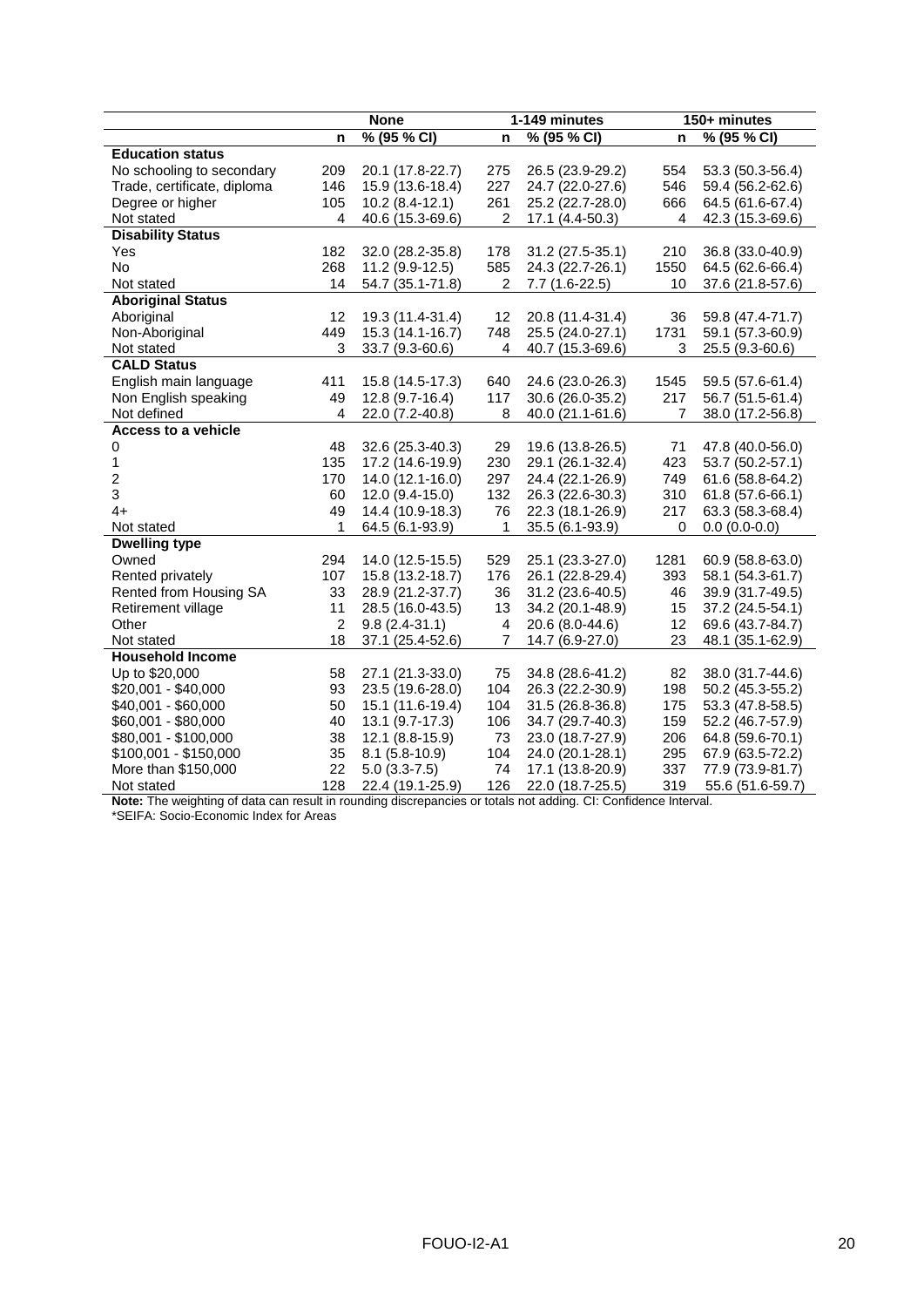| | None | | 1-149 minutes | | 150+ minutes | |
|---|---|---|---|---|---|---|
| | n | % (95 % CI) | n | % (95 % CI) | n | % (95 % CI) |
| **Education status** | | | | | | |
| No schooling to secondary | 209 | 20.1 (17.8-22.7) | 275 | 26.5 (23.9-29.2) | 554 | 53.3 (50.3-56.4) |
| Trade, certificate, diploma | 146 | 15.9 (13.6-18.4) | 227 | 24.7 (22.0-27.6) | 546 | 59.4 (56.2-62.6) |
| Degree or higher | 105 | 10.2 (8.4-12.1) | 261 | 25.2 (22.7-28.0) | 666 | 64.5 (61.6-67.4) |
| Not stated | 4 | 40.6 (15.3-69.6) | 2 | 17.1 (4.4-50.3) | 4 | 42.3 (15.3-69.6) |
| **Disability Status** | | | | | | |
| Yes | 182 | 32.0 (28.2-35.8) | 178 | 31.2 (27.5-35.1) | 210 | 36.8 (33.0-40.9) |
| No | 268 | 11.2 (9.9-12.5) | 585 | 24.3 (22.7-26.1) | 1550 | 64.5 (62.6-66.4) |
| Not stated | 14 | 54.7 (35.1-71.8) | 2 | 7.7 (1.6-22.5) | 10 | 37.6 (21.8-57.6) |
| **Aboriginal Status** | | | | | | |
| Aboriginal | 12 | 19.3 (11.4-31.4) | 12 | 20.8 (11.4-31.4) | 36 | 59.8 (47.4-71.7) |
| Non-Aboriginal | 449 | 15.3 (14.1-16.7) | 748 | 25.5 (24.0-27.1) | 1731 | 59.1 (57.3-60.9) |
| Not stated | 3 | 33.7 (9.3-60.6) | 4 | 40.7 (15.3-69.6) | 3 | 25.5 (9.3-60.6) |
| **CALD Status** | | | | | | |
| English main language | 411 | 15.8 (14.5-17.3) | 640 | 24.6 (23.0-26.3) | 1545 | 59.5 (57.6-61.4) |
| Non English speaking | 49 | 12.8 (9.7-16.4) | 117 | 30.6 (26.0-35.2) | 217 | 56.7 (51.5-61.4) |
| Not defined | 4 | 22.0 (7.2-40.8) | 8 | 40.0 (21.1-61.6) | 7 | 38.0 (17.2-56.8) |
| **Access to a vehicle** | | | | | | |
| 0 | 48 | 32.6 (25.3-40.3) | 29 | 19.6 (13.8-26.5) | 71 | 47.8 (40.0-56.0) |
| 1 | 135 | 17.2 (14.6-19.9) | 230 | 29.1 (26.1-32.4) | 423 | 53.7 (50.2-57.1) |
| 2 | 170 | 14.0 (12.1-16.0) | 297 | 24.4 (22.1-26.9) | 749 | 61.6 (58.8-64.2) |
| 3 | 60 | 12.0 (9.4-15.0) | 132 | 26.3 (22.6-30.3) | 310 | 61.8 (57.6-66.1) |
| 4+ | 49 | 14.4 (10.9-18.3) | 76 | 22.3 (18.1-26.9) | 217 | 63.3 (58.3-68.4) |
| Not stated | 1 | 64.5 (6.1-93.9) | 1 | 35.5 (6.1-93.9) | 0 | 0.0 (0.0-0.0) |
| **Dwelling type** | | | | | | |
| Owned | 294 | 14.0 (12.5-15.5) | 529 | 25.1 (23.3-27.0) | 1281 | 60.9 (58.8-63.0) |
| Rented privately | 107 | 15.8 (13.2-18.7) | 176 | 26.1 (22.8-29.4) | 393 | 58.1 (54.3-61.7) |
| Rented from Housing SA | 33 | 28.9 (21.2-37.7) | 36 | 31.2 (23.6-40.5) | 46 | 39.9 (31.7-49.5) |
| Retirement village | 11 | 28.5 (16.0-43.5) | 13 | 34.2 (20.1-48.9) | 15 | 37.2 (24.5-54.1) |
| Other | 2 | 9.8 (2.4-31.1) | 4 | 20.6 (8.0-44.6) | 12 | 69.6 (43.7-84.7) |
| Not stated | 18 | 37.1 (25.4-52.6) | 7 | 14.7 (6.9-27.0) | 23 | 48.1 (35.1-62.9) |
| **Household Income** | | | | | | |
| Up to $20,000 | 58 | 27.1 (21.3-33.0) | 75 | 34.8 (28.6-41.2) | 82 | 38.0 (31.7-44.6) |
| $20,001 - $40,000 | 93 | 23.5 (19.6-28.0) | 104 | 26.3 (22.2-30.9) | 198 | 50.2 (45.3-55.2) |
| $40,001 - $60,000 | 50 | 15.1 (11.6-19.4) | 104 | 31.5 (26.8-36.8) | 175 | 53.3 (47.8-58.5) |
| $60,001 - $80,000 | 40 | 13.1 (9.7-17.3) | 106 | 34.7 (29.7-40.3) | 159 | 52.2 (46.7-57.9) |
| $80,001 - $100,000 | 38 | 12.1 (8.8-15.9) | 73 | 23.0 (18.7-27.9) | 206 | 64.8 (59.6-70.1) |
| $100,001 - $150,000 | 35 | 8.1 (5.8-10.9) | 104 | 24.0 (20.1-28.1) | 295 | 67.9 (63.5-72.2) |
| More than $150,000 | 22 | 5.0 (3.3-7.5) | 74 | 17.1 (13.8-20.9) | 337 | 77.9 (73.9-81.7) |
| Not stated | 128 | 22.4 (19.1-25.9) | 126 | 22.0 (18.7-25.5) | 319 | 55.6 (51.6-59.7) |

**Note:** The weighting of data can result in rounding discrepancies or totals not adding. CI: Confidence Interval.

*SEIFA: Socio-Economic Index for Areas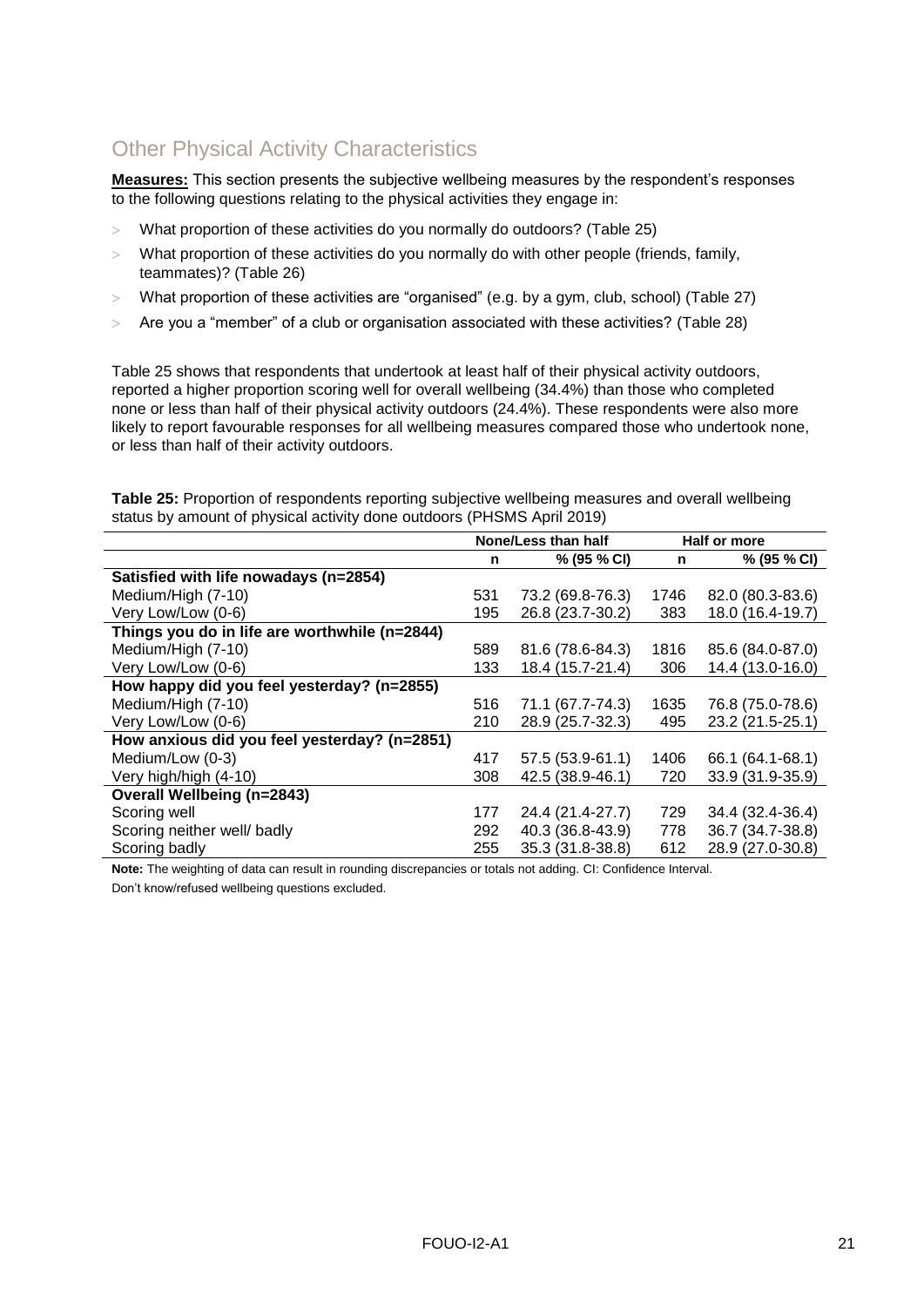## Other Physical Activity Characteristics

**Measures:** This section presents the subjective wellbeing measures by the respondent's responses to the following questions relating to the physical activities they engage in:

- What proportion of these activities do you normally do outdoors? (Table 25)
- What proportion of these activities do you normally do with other people (friends, family, teammates)? (Table 26)
- What proportion of these activities are "organised" (e.g. by a gym, club, school) (Table 27)
- Are you a "member" of a club or organisation associated with these activities? (Table 28)

Table 25 shows that respondents that undertook at least half of their physical activity outdoors, reported a higher proportion scoring well for overall wellbeing (34.4%) than those who completed none or less than half of their physical activity outdoors (24.4%). These respondents were also more likely to report favourable responses for all wellbeing measures compared those who undertook none, or less than half of their activity outdoors.

**Table 25:** Proportion of respondents reporting subjective wellbeing measures and overall wellbeing status by amount of physical activity done outdoors (PHSMS April 2019)

| | None/Less than half | | Half or more | |
|---|---|---|---|---|
| | n | % (95 % CI) | n | % (95 % CI) |
| **Satisfied with life nowadays (n=2854)** | | | | |
| Medium/High (7-10) | 531 | 73.2 (69.8-76.3) | 1746 | 82.0 (80.3-83.6) |
| Very Low/Low (0-6) | 195 | 26.8 (23.7-30.2) | 383 | 18.0 (16.4-19.7) |
| **Things you do in life are worthwhile (n=2844)** | | | | |
| Medium/High (7-10) | 589 | 81.6 (78.6-84.3) | 1816 | 85.6 (84.0-87.0) |
| Very Low/Low (0-6) | 133 | 18.4 (15.7-21.4) | 306 | 14.4 (13.0-16.0) |
| **How happy did you feel yesterday? (n=2855)** | | | | |
| Medium/High (7-10) | 516 | 71.1 (67.7-74.3) | 1635 | 76.8 (75.0-78.6) |
| Very Low/Low (0-6) | 210 | 28.9 (25.7-32.3) | 495 | 23.2 (21.5-25.1) |
| **How anxious did you feel yesterday? (n=2851)** | | | | |
| Medium/Low (0-3) | 417 | 57.5 (53.9-61.1) | 1406 | 66.1 (64.1-68.1) |
| Very high/high (4-10) | 308 | 42.5 (38.9-46.1) | 720 | 33.9 (31.9-35.9) |
| **Overall Wellbeing (n=2843)** | | | | |
| Scoring well | 177 | 24.4 (21.4-27.7) | 729 | 34.4 (32.4-36.4) |
| Scoring neither well/ badly | 292 | 40.3 (36.8-43.9) | 778 | 36.7 (34.7-38.8) |
| Scoring badly | 255 | 35.3 (31.8-38.8) | 612 | 28.9 (27.0-30.8) |

**Note:** The weighting of data can result in rounding discrepancies or totals not adding. CI: Confidence Interval.
Don't know/refused wellbeing questions excluded.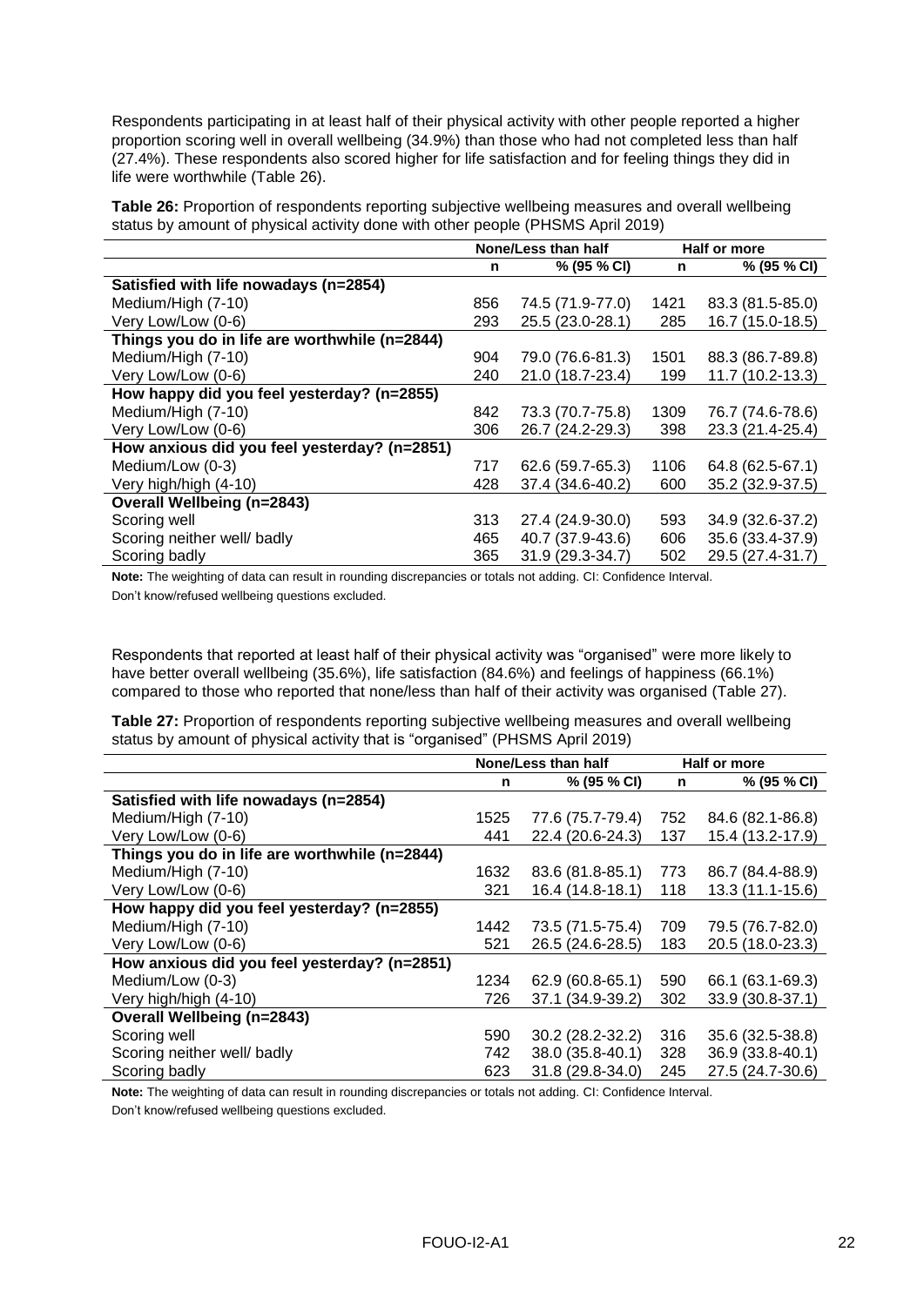Respondents participating in at least half of their physical activity with other people reported a higher proportion scoring well in overall wellbeing (34.9%) than those who had not completed less than half (27.4%). These respondents also scored higher for life satisfaction and for feeling things they did in life were worthwhile (Table 26).

**Table 26:** Proportion of respondents reporting subjective wellbeing measures and overall wellbeing status by amount of physical activity done with other people (PHSMS April 2019)

| | None/Less than half | | Half or more | |
|---|---|---|---|---|
| | **n** | **% (95 % CI)** | **n** | **% (95 % CI)** |
| **Satisfied with life nowadays (n=2854)** | | | | |
| Medium/High (7-10) | 856 | 74.5 (71.9-77.0) | 1421 | 83.3 (81.5-85.0) |
| Very Low/Low (0-6) | 293 | 25.5 (23.0-28.1) | 285 | 16.7 (15.0-18.5) |
| **Things you do in life are worthwhile (n=2844)** | | | | |
| Medium/High (7-10) | 904 | 79.0 (76.6-81.3) | 1501 | 88.3 (86.7-89.8) |
| Very Low/Low (0-6) | 240 | 21.0 (18.7-23.4) | 199 | 11.7 (10.2-13.3) |
| **How happy did you feel yesterday? (n=2855)** | | | | |
| Medium/High (7-10) | 842 | 73.3 (70.7-75.8) | 1309 | 76.7 (74.6-78.6) |
| Very Low/Low (0-6) | 306 | 26.7 (24.2-29.3) | 398 | 23.3 (21.4-25.4) |
| **How anxious did you feel yesterday? (n=2851)** | | | | |
| Medium/Low (0-3) | 717 | 62.6 (59.7-65.3) | 1106 | 64.8 (62.5-67.1) |
| Very high/high (4-10) | 428 | 37.4 (34.6-40.2) | 600 | 35.2 (32.9-37.5) |
| **Overall Wellbeing (n=2843)** | | | | |
| Scoring well | 313 | 27.4 (24.9-30.0) | 593 | 34.9 (32.6-37.2) |
| Scoring neither well/ badly | 465 | 40.7 (37.9-43.6) | 606 | 35.6 (33.4-37.9) |
| Scoring badly | 365 | 31.9 (29.3-34.7) | 502 | 29.5 (27.4-31.7) |

**Note:** The weighting of data can result in rounding discrepancies or totals not adding. CI: Confidence Interval.
Don't know/refused wellbeing questions excluded.

Respondents that reported at least half of their physical activity was "organised" were more likely to have better overall wellbeing (35.6%), life satisfaction (84.6%) and feelings of happiness (66.1%) compared to those who reported that none/less than half of their activity was organised (Table 27).

**Table 27:** Proportion of respondents reporting subjective wellbeing measures and overall wellbeing status by amount of physical activity that is "organised" (PHSMS April 2019)

| | None/Less than half | | Half or more | |
|---|---|---|---|---|
| | **n** | **% (95 % CI)** | **n** | **% (95 % CI)** |
| **Satisfied with life nowadays (n=2854)** | | | | |
| Medium/High (7-10) | 1525 | 77.6 (75.7-79.4) | 752 | 84.6 (82.1-86.8) |
| Very Low/Low (0-6) | 441 | 22.4 (20.6-24.3) | 137 | 15.4 (13.2-17.9) |
| **Things you do in life are worthwhile (n=2844)** | | | | |
| Medium/High (7-10) | 1632 | 83.6 (81.8-85.1) | 773 | 86.7 (84.4-88.9) |
| Very Low/Low (0-6) | 321 | 16.4 (14.8-18.1) | 118 | 13.3 (11.1-15.6) |
| **How happy did you feel yesterday? (n=2855)** | | | | |
| Medium/High (7-10) | 1442 | 73.5 (71.5-75.4) | 709 | 79.5 (76.7-82.0) |
| Very Low/Low (0-6) | 521 | 26.5 (24.6-28.5) | 183 | 20.5 (18.0-23.3) |
| **How anxious did you feel yesterday? (n=2851)** | | | | |
| Medium/Low (0-3) | 1234 | 62.9 (60.8-65.1) | 590 | 66.1 (63.1-69.3) |
| Very high/high (4-10) | 726 | 37.1 (34.9-39.2) | 302 | 33.9 (30.8-37.1) |
| **Overall Wellbeing (n=2843)** | | | | |
| Scoring well | 590 | 30.2 (28.2-32.2) | 316 | 35.6 (32.5-38.8) |
| Scoring neither well/ badly | 742 | 38.0 (35.8-40.1) | 328 | 36.9 (33.8-40.1) |
| Scoring badly | 623 | 31.8 (29.8-34.0) | 245 | 27.5 (24.7-30.6) |

**Note:** The weighting of data can result in rounding discrepancies or totals not adding. CI: Confidence Interval.
Don't know/refused wellbeing questions excluded.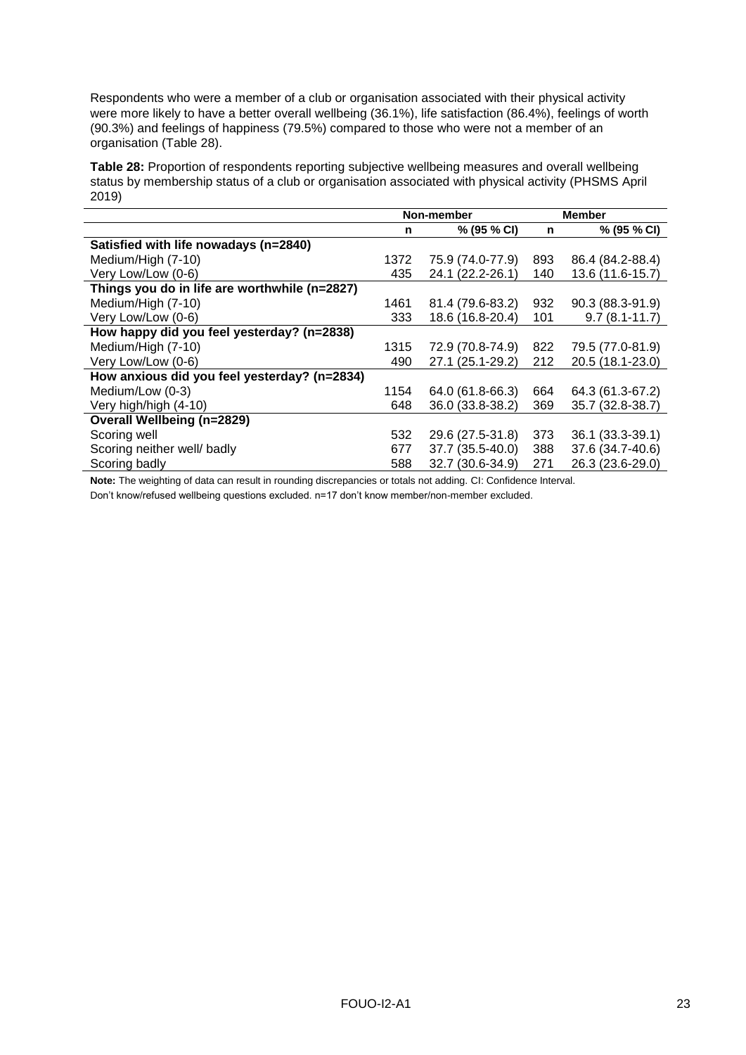Respondents who were a member of a club or organisation associated with their physical activity were more likely to have a better overall wellbeing (36.1%), life satisfaction (86.4%), feelings of worth (90.3%) and feelings of happiness (79.5%) compared to those who were not a member of an organisation (Table 28).

**Table 28:** Proportion of respondents reporting subjective wellbeing measures and overall wellbeing status by membership status of a club or organisation associated with physical activity (PHSMS April 2019)

| | Non-member | | Member | |
|---|---|---|---|---|
| | **n** | **% (95 % CI)** | **n** | **% (95 % CI)** |
| **Satisfied with life nowadays (n=2840)** | | | | |
| Medium/High (7-10) | 1372 | 75.9 (74.0-77.9) | 893 | 86.4 (84.2-88.4) |
| Very Low/Low (0-6) | 435 | 24.1 (22.2-26.1) | 140 | 13.6 (11.6-15.7) |
| **Things you do in life are worthwhile (n=2827)** | | | | |
| Medium/High (7-10) | 1461 | 81.4 (79.6-83.2) | 932 | 90.3 (88.3-91.9) |
| Very Low/Low (0-6) | 333 | 18.6 (16.8-20.4) | 101 | 9.7 (8.1-11.7) |
| **How happy did you feel yesterday? (n=2838)** | | | | |
| Medium/High (7-10) | 1315 | 72.9 (70.8-74.9) | 822 | 79.5 (77.0-81.9) |
| Very Low/Low (0-6) | 490 | 27.1 (25.1-29.2) | 212 | 20.5 (18.1-23.0) |
| **How anxious did you feel yesterday? (n=2834)** | | | | |
| Medium/Low (0-3) | 1154 | 64.0 (61.8-66.3) | 664 | 64.3 (61.3-67.2) |
| Very high/high (4-10) | 648 | 36.0 (33.8-38.2) | 369 | 35.7 (32.8-38.7) |
| **Overall Wellbeing (n=2829)** | | | | |
| Scoring well | 532 | 29.6 (27.5-31.8) | 373 | 36.1 (33.3-39.1) |
| Scoring neither well/ badly | 677 | 37.7 (35.5-40.0) | 388 | 37.6 (34.7-40.6) |
| Scoring badly | 588 | 32.7 (30.6-34.9) | 271 | 26.3 (23.6-29.0) |

**Note:** The weighting of data can result in rounding discrepancies or totals not adding. CI: Confidence Interval.
Don't know/refused wellbeing questions excluded. n=17 don't know member/non-member excluded.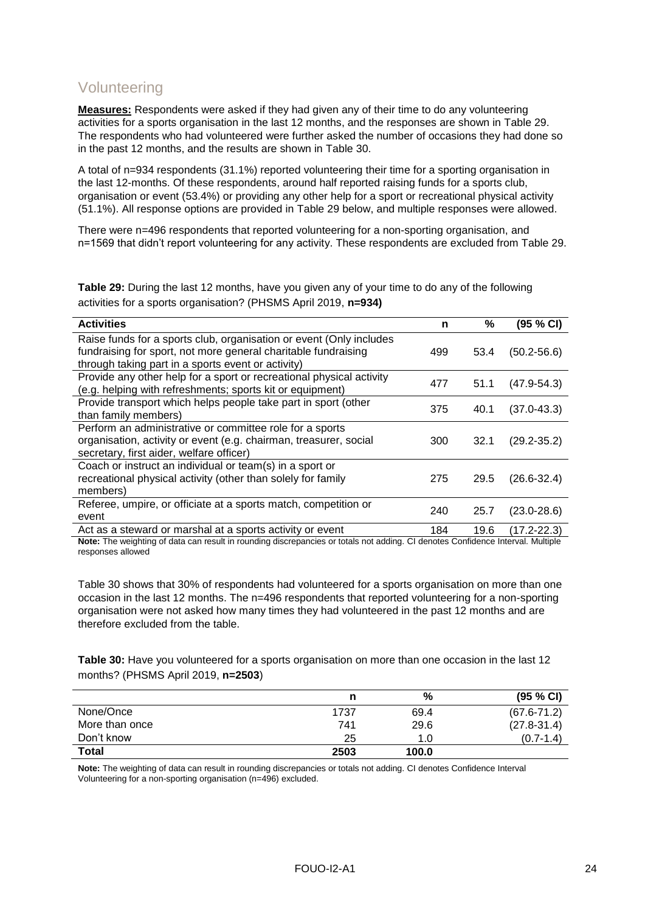## Volunteering

**Measures:** Respondents were asked if they had given any of their time to do any volunteering activities for a sports organisation in the last 12 months, and the responses are shown in Table 29. The respondents who had volunteered were further asked the number of occasions they had done so in the past 12 months, and the results are shown in Table 30.

A total of n=934 respondents (31.1%) reported volunteering their time for a sporting organisation in the last 12-months. Of these respondents, around half reported raising funds for a sports club, organisation or event (53.4%) or providing any other help for a sport or recreational physical activity (51.1%). All response options are provided in Table 29 below, and multiple responses were allowed.

There were n=496 respondents that reported volunteering for a non-sporting organisation, and n=1569 that didn't report volunteering for any activity. These respondents are excluded from Table 29.

**Table 29:** During the last 12 months, have you given any of your time to do any of the following activities for a sports organisation? (PHSMS April 2019, **n=934)**

| Activities | n | % | (95 % CI) |
|---|---|---|---|
| Raise funds for a sports club, organisation or event (Only includes fundraising for sport, not more general charitable fundraising through taking part in a sports event or activity) | 499 | 53.4 | (50.2-56.6) |
| Provide any other help for a sport or recreational physical activity (e.g. helping with refreshments; sports kit or equipment) | 477 | 51.1 | (47.9-54.3) |
| Provide transport which helps people take part in sport (other than family members) | 375 | 40.1 | (37.0-43.3) |
| Perform an administrative or committee role for a sports organisation, activity or event (e.g. chairman, treasurer, social secretary, first aider, welfare officer) | 300 | 32.1 | (29.2-35.2) |
| Coach or instruct an individual or team(s) in a sport or recreational physical activity (other than solely for family members) | 275 | 29.5 | (26.6-32.4) |
| Referee, umpire, or officiate at a sports match, competition or event | 240 | 25.7 | (23.0-28.6) |
| Act as a steward or marshal at a sports activity or event | 184 | 19.6 | (17.2-22.3) |

**Note:** The weighting of data can result in rounding discrepancies or totals not adding. CI denotes Confidence Interval. Multiple responses allowed

Table 30 shows that 30% of respondents had volunteered for a sports organisation on more than one occasion in the last 12 months. The n=496 respondents that reported volunteering for a non-sporting organisation were not asked how many times they had volunteered in the past 12 months and are therefore excluded from the table.

**Table 30:** Have you volunteered for a sports organisation on more than one occasion in the last 12 months? (PHSMS April 2019, **n=2503**)

| | n | % | (95 % CI) |
|---|---|---|---|
| None/Once | 1737 | 69.4 | (67.6-71.2) |
| More than once | 741 | 29.6 | (27.8-31.4) |
| Don't know | 25 | 1.0 | (0.7-1.4) |
| **Total** | **2503** | **100.0** | |

**Note:** The weighting of data can result in rounding discrepancies or totals not adding. CI denotes Confidence Interval Volunteering for a non-sporting organisation (n=496) excluded.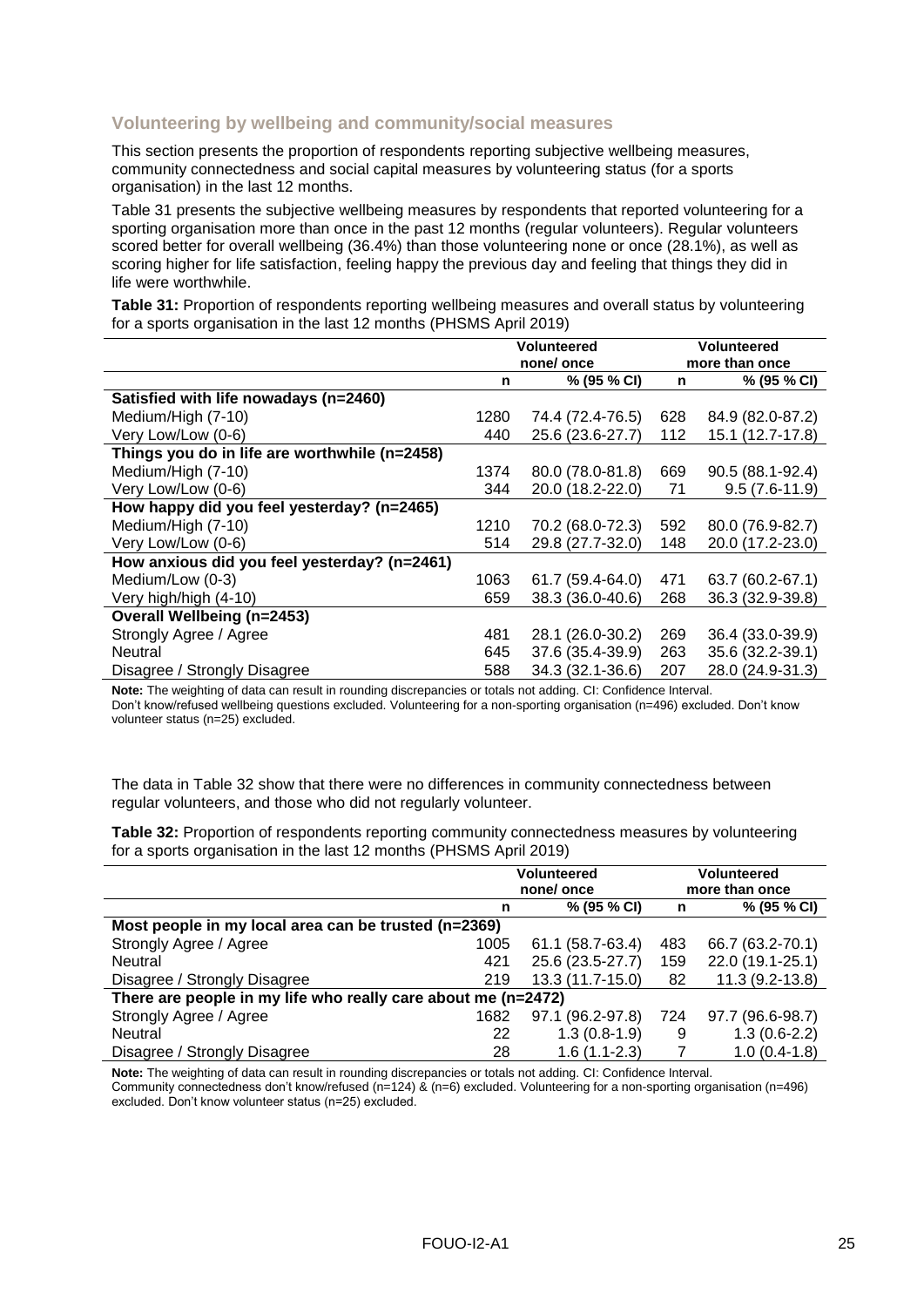## Volunteering by wellbeing and community/social measures

This section presents the proportion of respondents reporting subjective wellbeing measures, community connectedness and social capital measures by volunteering status (for a sports organisation) in the last 12 months.

Table 31 presents the subjective wellbeing measures by respondents that reported volunteering for a sporting organisation more than once in the past 12 months (regular volunteers). Regular volunteers scored better for overall wellbeing (36.4%) than those volunteering none or once (28.1%), as well as scoring higher for life satisfaction, feeling happy the previous day and feeling that things they did in life were worthwhile.

**Table 31:** Proportion of respondents reporting wellbeing measures and overall status by volunteering for a sports organisation in the last 12 months (PHSMS April 2019)

| | Volunteered none/ once | | Volunteered more than once | |
|---|---|---|---|---|
| | **n** | **% (95 % CI)** | **n** | **% (95 % CI)** |
| **Satisfied with life nowadays (n=2460)** | | | | |
| Medium/High (7-10) | 1280 | 74.4 (72.4-76.5) | 628 | 84.9 (82.0-87.2) |
| Very Low/Low (0-6) | 440 | 25.6 (23.6-27.7) | 112 | 15.1 (12.7-17.8) |
| **Things you do in life are worthwhile (n=2458)** | | | | |
| Medium/High (7-10) | 1374 | 80.0 (78.0-81.8) | 669 | 90.5 (88.1-92.4) |
| Very Low/Low (0-6) | 344 | 20.0 (18.2-22.0) | 71 | 9.5 (7.6-11.9) |
| **How happy did you feel yesterday? (n=2465)** | | | | |
| Medium/High (7-10) | 1210 | 70.2 (68.0-72.3) | 592 | 80.0 (76.9-82.7) |
| Very Low/Low (0-6) | 514 | 29.8 (27.7-32.0) | 148 | 20.0 (17.2-23.0) |
| **How anxious did you feel yesterday? (n=2461)** | | | | |
| Medium/Low (0-3) | 1063 | 61.7 (59.4-64.0) | 471 | 63.7 (60.2-67.1) |
| Very high/high (4-10) | 659 | 38.3 (36.0-40.6) | 268 | 36.3 (32.9-39.8) |
| **Overall Wellbeing (n=2453)** | | | | |
| Strongly Agree / Agree | 481 | 28.1 (26.0-30.2) | 269 | 36.4 (33.0-39.9) |
| Neutral | 645 | 37.6 (35.4-39.9) | 263 | 35.6 (32.2-39.1) |
| Disagree / Strongly Disagree | 588 | 34.3 (32.1-36.6) | 207 | 28.0 (24.9-31.3) |

**Note:** The weighting of data can result in rounding discrepancies or totals not adding. CI: Confidence Interval.
Don't know/refused wellbeing questions excluded. Volunteering for a non-sporting organisation (n=496) excluded. Don't know volunteer status (n=25) excluded.

The data in Table 32 show that there were no differences in community connectedness between regular volunteers, and those who did not regularly volunteer.

**Table 32:** Proportion of respondents reporting community connectedness measures by volunteering for a sports organisation in the last 12 months (PHSMS April 2019)

| | Volunteered none/ once | | Volunteered more than once | |
|---|---|---|---|---|
| | **n** | **% (95 % CI)** | **n** | **% (95 % CI)** |
| **Most people in my local area can be trusted (n=2369)** | | | | |
| Strongly Agree / Agree | 1005 | 61.1 (58.7-63.4) | 483 | 66.7 (63.2-70.1) |
| Neutral | 421 | 25.6 (23.5-27.7) | 159 | 22.0 (19.1-25.1) |
| Disagree / Strongly Disagree | 219 | 13.3 (11.7-15.0) | 82 | 11.3 (9.2-13.8) |
| **There are people in my life who really care about me (n=2472)** | | | | |
| Strongly Agree / Agree | 1682 | 97.1 (96.2-97.8) | 724 | 97.7 (96.6-98.7) |
| Neutral | 22 | 1.3 (0.8-1.9) | 9 | 1.3 (0.6-2.2) |
| Disagree / Strongly Disagree | 28 | 1.6 (1.1-2.3) | 7 | 1.0 (0.4-1.8) |

**Note:** The weighting of data can result in rounding discrepancies or totals not adding. CI: Confidence Interval.
Community connectedness don't know/refused (n=124) & (n=6) excluded. Volunteering for a non-sporting organisation (n=496) excluded. Don't know volunteer status (n=25) excluded.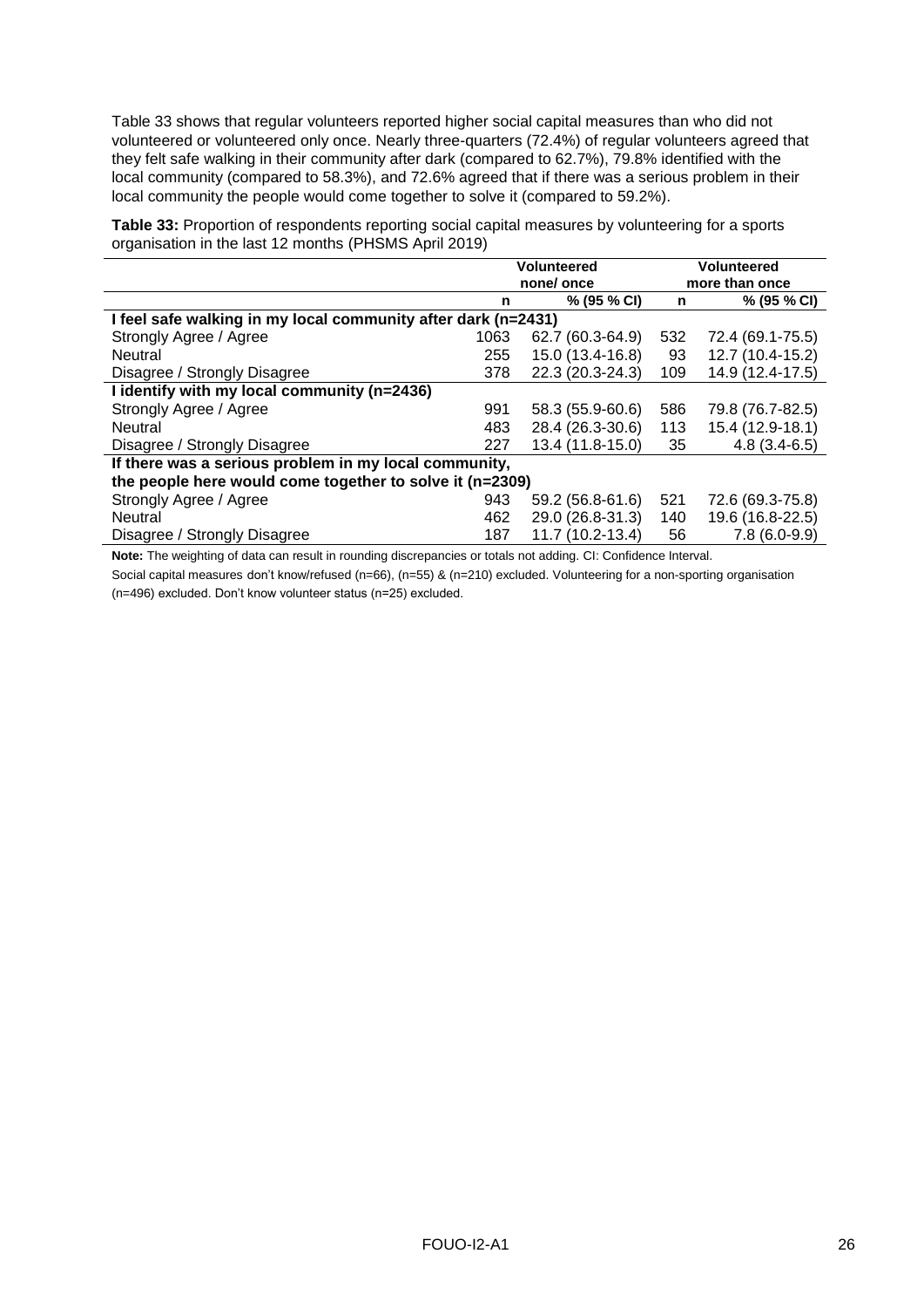Table 33 shows that regular volunteers reported higher social capital measures than who did not volunteered or volunteered only once. Nearly three-quarters (72.4%) of regular volunteers agreed that they felt safe walking in their community after dark (compared to 62.7%), 79.8% identified with the local community (compared to 58.3%), and 72.6% agreed that if there was a serious problem in their local community the people would come together to solve it (compared to 59.2%).

**Table 33:** Proportion of respondents reporting social capital measures by volunteering for a sports organisation in the last 12 months (PHSMS April 2019)

| | Volunteered none/ once | | Volunteered more than once | |
|---|---|---|---|---|
| | **n** | **% (95 % CI)** | **n** | **% (95 % CI)** |
| **I feel safe walking in my local community after dark (n=2431)** | | | | |
| Strongly Agree / Agree | 1063 | 62.7 (60.3-64.9) | 532 | 72.4 (69.1-75.5) |
| Neutral | 255 | 15.0 (13.4-16.8) | 93 | 12.7 (10.4-15.2) |
| Disagree / Strongly Disagree | 378 | 22.3 (20.3-24.3) | 109 | 14.9 (12.4-17.5) |
| **I identify with my local community (n=2436)** | | | | |
| Strongly Agree / Agree | 991 | 58.3 (55.9-60.6) | 586 | 79.8 (76.7-82.5) |
| Neutral | 483 | 28.4 (26.3-30.6) | 113 | 15.4 (12.9-18.1) |
| Disagree / Strongly Disagree | 227 | 13.4 (11.8-15.0) | 35 | 4.8 (3.4-6.5) |
| **If there was a serious problem in my local community, the people here would come together to solve it (n=2309)** | | | | |
| Strongly Agree / Agree | 943 | 59.2 (56.8-61.6) | 521 | 72.6 (69.3-75.8) |
| Neutral | 462 | 29.0 (26.8-31.3) | 140 | 19.6 (16.8-22.5) |
| Disagree / Strongly Disagree | 187 | 11.7 (10.2-13.4) | 56 | 7.8 (6.0-9.9) |

**Note:** The weighting of data can result in rounding discrepancies or totals not adding. CI: Confidence Interval.

Social capital measures don't know/refused (n=66), (n=55) & (n=210) excluded. Volunteering for a non-sporting organisation (n=496) excluded. Don't know volunteer status (n=25) excluded.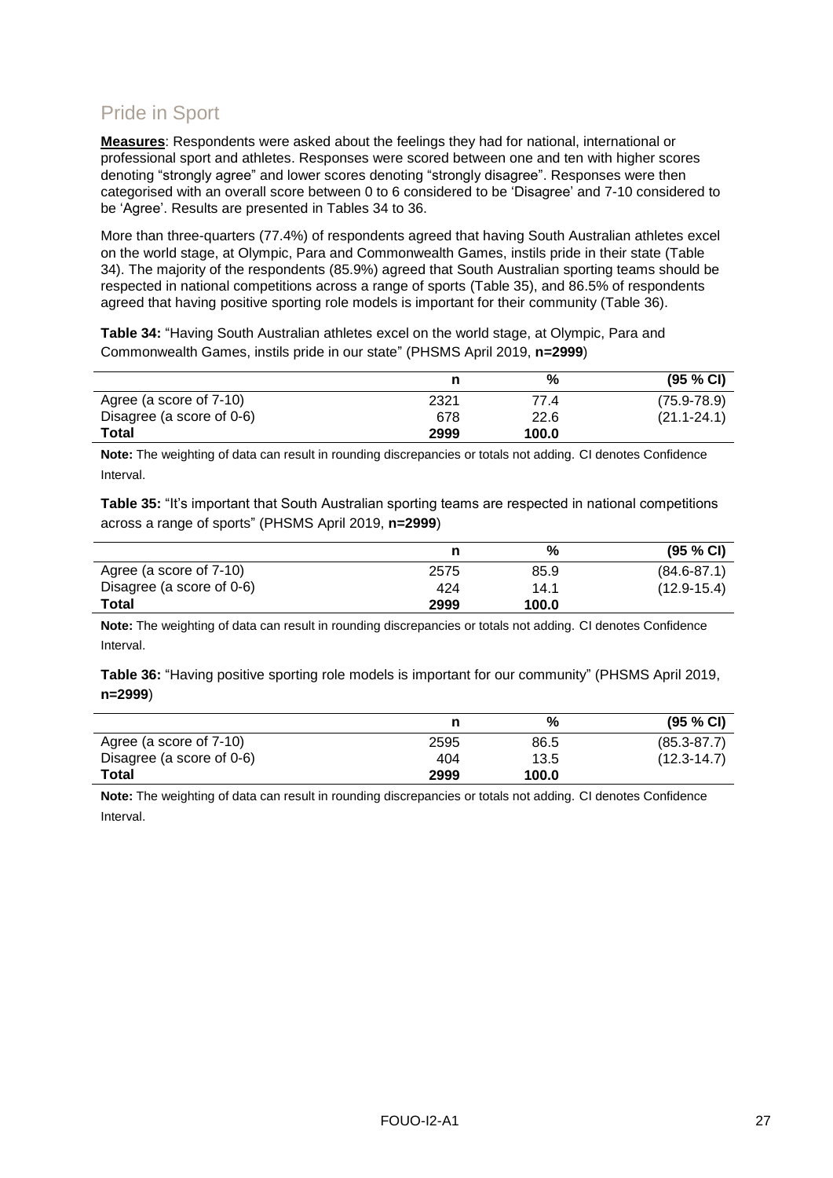## Pride in Sport

**Measures**: Respondents were asked about the feelings they had for national, international or professional sport and athletes. Responses were scored between one and ten with higher scores denoting "strongly agree" and lower scores denoting "strongly disagree". Responses were then categorised with an overall score between 0 to 6 considered to be 'Disagree' and 7-10 considered to be 'Agree'. Results are presented in Tables 34 to 36.

More than three-quarters (77.4%) of respondents agreed that having South Australian athletes excel on the world stage, at Olympic, Para and Commonwealth Games, instils pride in their state (Table 34). The majority of the respondents (85.9%) agreed that South Australian sporting teams should be respected in national competitions across a range of sports (Table 35), and 86.5% of respondents agreed that having positive sporting role models is important for their community (Table 36).

**Table 34:** "Having South Australian athletes excel on the world stage, at Olympic, Para and Commonwealth Games, instils pride in our state" (PHSMS April 2019, **n=2999**)

| | n | % | (95 % CI) |
|---|---|---|---|
| Agree (a score of 7-10) | 2321 | 77.4 | (75.9-78.9) |
| Disagree (a score of 0-6) | 678 | 22.6 | (21.1-24.1) |
| **Total** | **2999** | **100.0** | |

**Note:** The weighting of data can result in rounding discrepancies or totals not adding. CI denotes Confidence Interval.

**Table 35:** "It's important that South Australian sporting teams are respected in national competitions across a range of sports" (PHSMS April 2019, **n=2999**)

| | n | % | (95 % CI) |
|---|---|---|---|
| Agree (a score of 7-10) | 2575 | 85.9 | (84.6-87.1) |
| Disagree (a score of 0-6) | 424 | 14.1 | (12.9-15.4) |
| **Total** | **2999** | **100.0** | |

**Note:** The weighting of data can result in rounding discrepancies or totals not adding. CI denotes Confidence Interval.

**Table 36:** "Having positive sporting role models is important for our community" (PHSMS April 2019, **n=2999**)

| | n | % | (95 % CI) |
|---|---|---|---|
| Agree (a score of 7-10) | 2595 | 86.5 | (85.3-87.7) |
| Disagree (a score of 0-6) | 404 | 13.5 | (12.3-14.7) |
| **Total** | **2999** | **100.0** | |

**Note:** The weighting of data can result in rounding discrepancies or totals not adding. CI denotes Confidence Interval.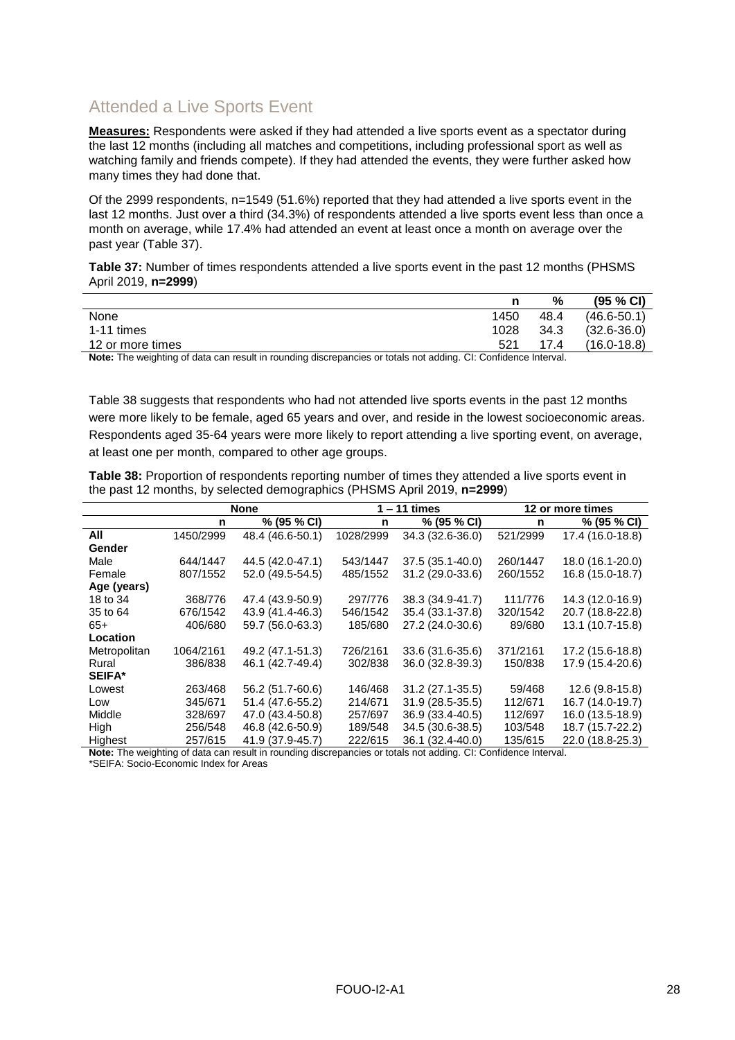## Attended a Live Sports Event

**Measures:** Respondents were asked if they had attended a live sports event as a spectator during the last 12 months (including all matches and competitions, including professional sport as well as watching family and friends compete). If they had attended the events, they were further asked how many times they had done that.

Of the 2999 respondents, n=1549 (51.6%) reported that they had attended a live sports event in the last 12 months. Just over a third (34.3%) of respondents attended a live sports event less than once a month on average, while 17.4% had attended an event at least once a month on average over the past year (Table 37).

**Table 37:** Number of times respondents attended a live sports event in the past 12 months (PHSMS April 2019, **n=2999**)

| | n | % | (95 % CI) |
|---|---|---|---|
| None | 1450 | 48.4 | (46.6-50.1) |
| 1-11 times | 1028 | 34.3 | (32.6-36.0) |
| 12 or more times | 521 | 17.4 | (16.0-18.8) |

**Note:** The weighting of data can result in rounding discrepancies or totals not adding. CI: Confidence Interval.

Table 38 suggests that respondents who had not attended live sports events in the past 12 months were more likely to be female, aged 65 years and over, and reside in the lowest socioeconomic areas. Respondents aged 35-64 years were more likely to report attending a live sporting event, on average, at least one per month, compared to other age groups.

**Table 38:** Proportion of respondents reporting number of times they attended a live sports event in the past 12 months, by selected demographics (PHSMS April 2019, **n=2999**)

| | None | | 1 – 11 times | | 12 or more times | |
|---|---|---|---|---|---|---|
| | n | % (95 % CI) | n | % (95 % CI) | n | % (95 % CI) |
| **All** | 1450/2999 | 48.4 (46.6-50.1) | 1028/2999 | 34.3 (32.6-36.0) | 521/2999 | 17.4 (16.0-18.8) |
| **Gender** | | | | | | |
| Male | 644/1447 | 44.5 (42.0-47.1) | 543/1447 | 37.5 (35.1-40.0) | 260/1447 | 18.0 (16.1-20.0) |
| Female | 807/1552 | 52.0 (49.5-54.5) | 485/1552 | 31.2 (29.0-33.6) | 260/1552 | 16.8 (15.0-18.7) |
| **Age (years)** | | | | | | |
| 18 to 34 | 368/776 | 47.4 (43.9-50.9) | 297/776 | 38.3 (34.9-41.7) | 111/776 | 14.3 (12.0-16.9) |
| 35 to 64 | 676/1542 | 43.9 (41.4-46.3) | 546/1542 | 35.4 (33.1-37.8) | 320/1542 | 20.7 (18.8-22.8) |
| 65+ | 406/680 | 59.7 (56.0-63.3) | 185/680 | 27.2 (24.0-30.6) | 89/680 | 13.1 (10.7-15.8) |
| **Location** | | | | | | |
| Metropolitan | 1064/2161 | 49.2 (47.1-51.3) | 726/2161 | 33.6 (31.6-35.6) | 371/2161 | 17.2 (15.6-18.8) |
| Rural | 386/838 | 46.1 (42.7-49.4) | 302/838 | 36.0 (32.8-39.3) | 150/838 | 17.9 (15.4-20.6) |
| **SEIFA*** | | | | | | |
| Lowest | 263/468 | 56.2 (51.7-60.6) | 146/468 | 31.2 (27.1-35.5) | 59/468 | 12.6 (9.8-15.8) |
| Low | 345/671 | 51.4 (47.6-55.2) | 214/671 | 31.9 (28.5-35.5) | 112/671 | 16.7 (14.0-19.7) |
| Middle | 328/697 | 47.0 (43.4-50.8) | 257/697 | 36.9 (33.4-40.5) | 112/697 | 16.0 (13.5-18.9) |
| High | 256/548 | 46.8 (42.6-50.9) | 189/548 | 34.5 (30.6-38.5) | 103/548 | 18.7 (15.7-22.2) |
| Highest | 257/615 | 41.9 (37.9-45.7) | 222/615 | 36.1 (32.4-40.0) | 135/615 | 22.0 (18.8-25.3) |

**Note:** The weighting of data can result in rounding discrepancies or totals not adding. CI: Confidence Interval.
*SEIFA: Socio-Economic Index for Areas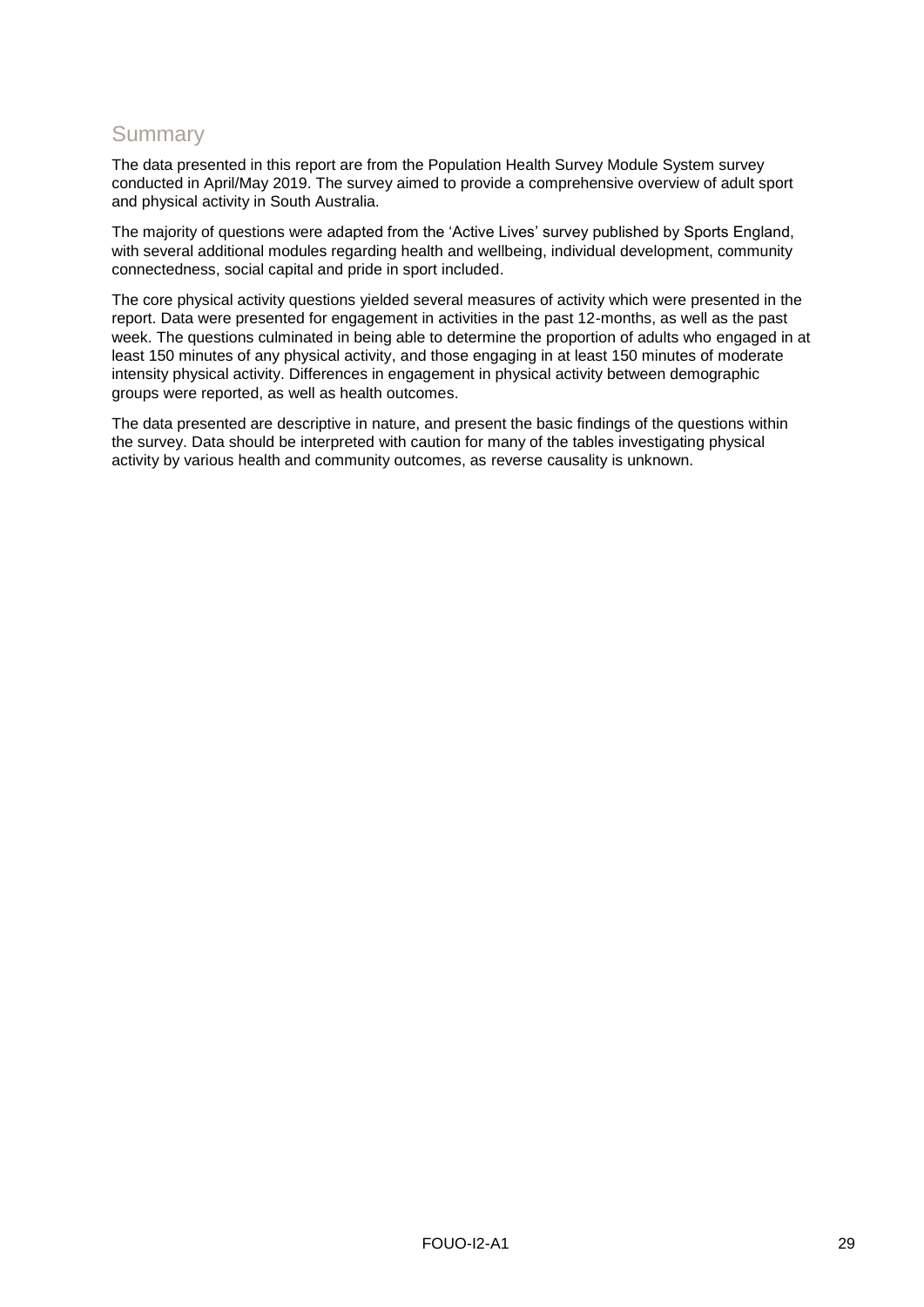## Summary

The data presented in this report are from the Population Health Survey Module System survey conducted in April/May 2019. The survey aimed to provide a comprehensive overview of adult sport and physical activity in South Australia.

The majority of questions were adapted from the 'Active Lives' survey published by Sports England, with several additional modules regarding health and wellbeing, individual development, community connectedness, social capital and pride in sport included.

The core physical activity questions yielded several measures of activity which were presented in the report. Data were presented for engagement in activities in the past 12-months, as well as the past week. The questions culminated in being able to determine the proportion of adults who engaged in at least 150 minutes of any physical activity, and those engaging in at least 150 minutes of moderate intensity physical activity. Differences in engagement in physical activity between demographic groups were reported, as well as health outcomes.

The data presented are descriptive in nature, and present the basic findings of the questions within the survey. Data should be interpreted with caution for many of the tables investigating physical activity by various health and community outcomes, as reverse causality is unknown.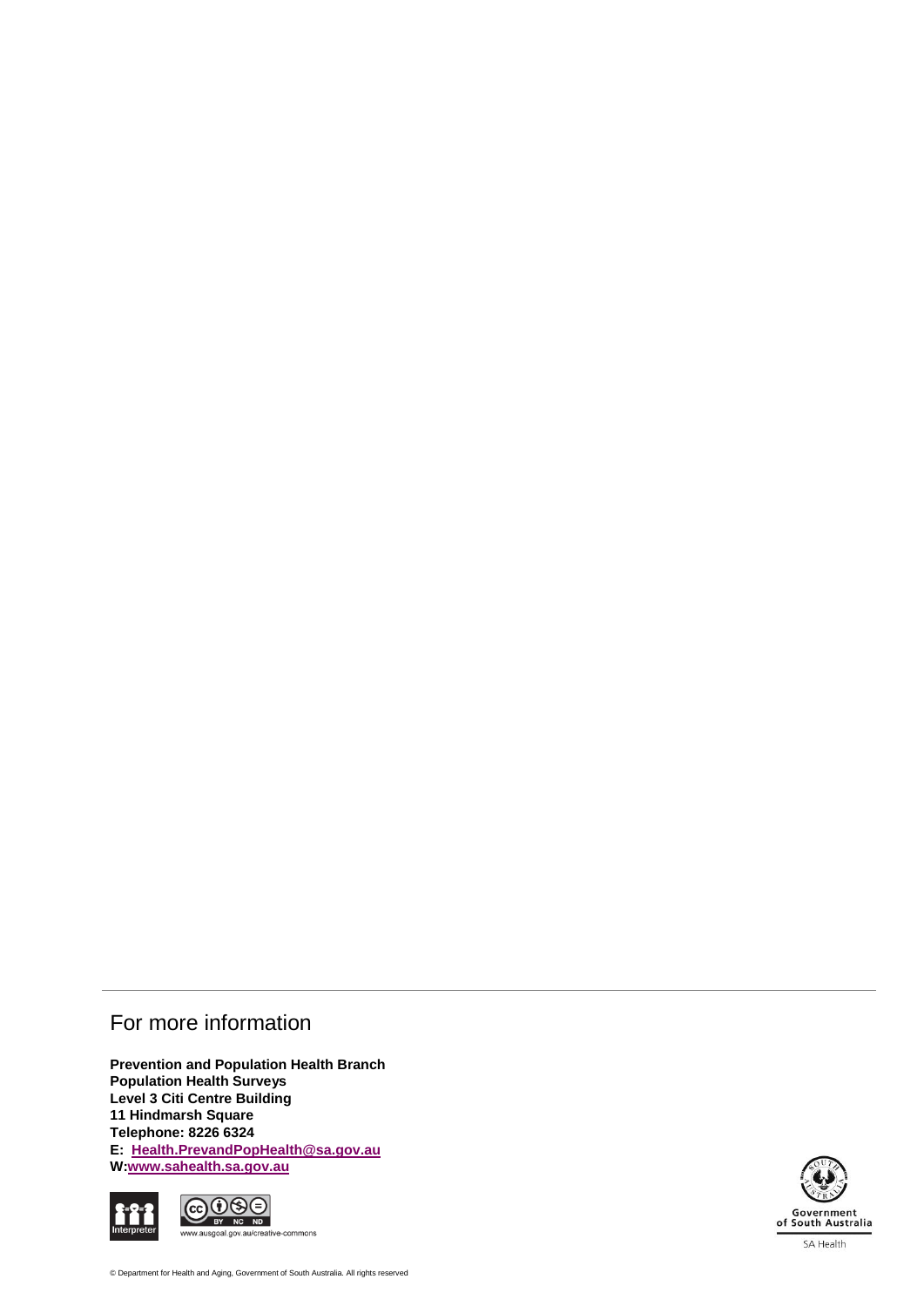## For more information

**Prevention and Population Health Branch**
**Population Health Surveys**
**Level 3 Citi Centre Building**
**11 Hindmarsh Square**
**Telephone: 8226 6324**
**E: Health.PrevandPopHealth@sa.gov.au**
**W:www.sahealth.sa.gov.au**

Interpreter

BY NC ND
www.ausgoal.gov.au/creative-commons

Government of South Australia

SA Health

© Department for Health and Aging, Government of South Australia. All rights reserved